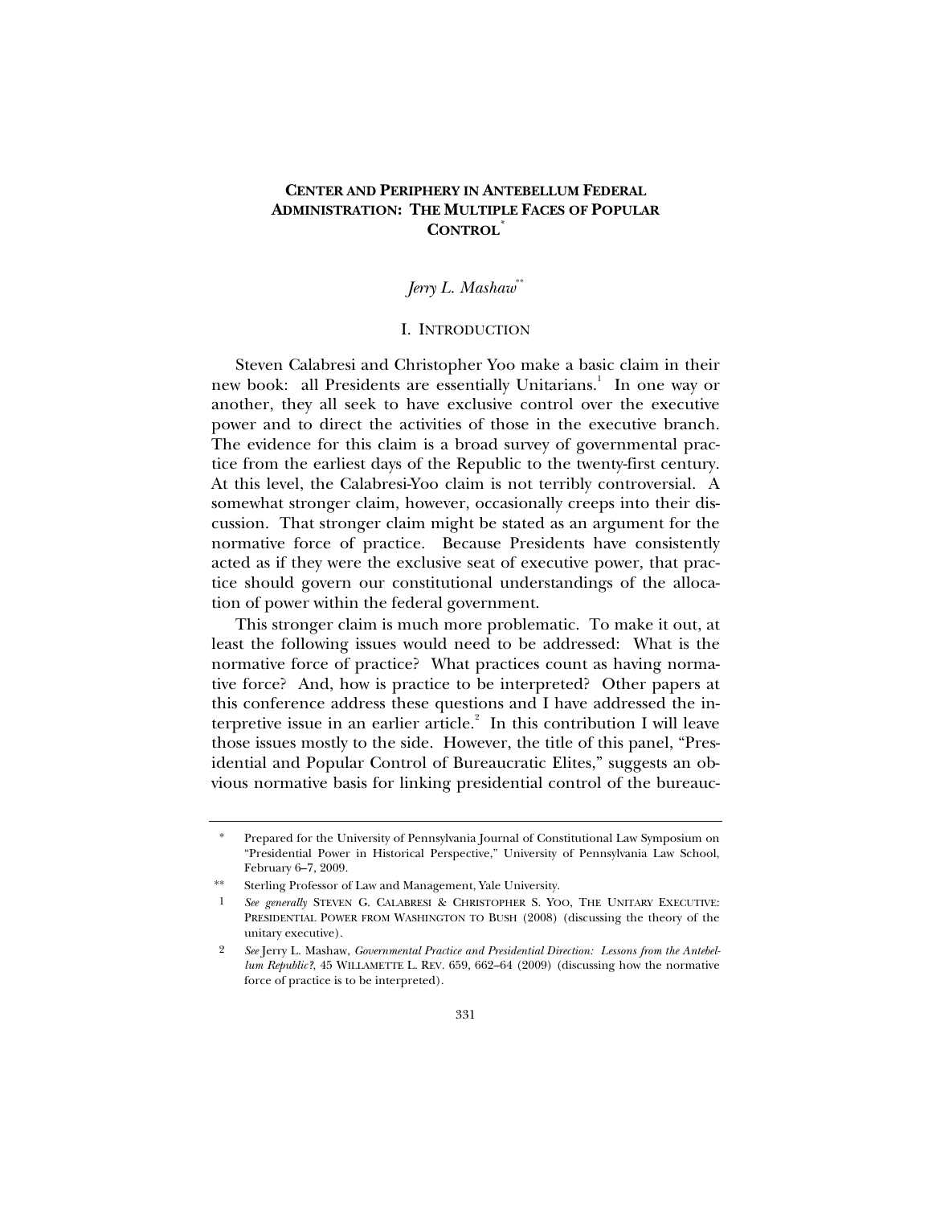# CENTER AND PERIPHERY IN ANTEBELLUM FEDERAL ADMINISTRATION: THE MULTIPLE FACES OF POPULAR CONTROL[*]

*Jerry L. Mashaw*[**]

## I. INTRODUCTION

Steven Calabresi and Christopher Yoo make a basic claim in their new book: all Presidents are essentially Unitarians.[1] In one way or another, they all seek to have exclusive control over the executive power and to direct the activities of those in the executive branch. The evidence for this claim is a broad survey of governmental practice from the earliest days of the Republic to the twenty-first century. At this level, the Calabresi-Yoo claim is not terribly controversial. A somewhat stronger claim, however, occasionally creeps into their discussion. That stronger claim might be stated as an argument for the normative force of practice. Because Presidents have consistently acted as if they were the exclusive seat of executive power, that practice should govern our constitutional understandings of the allocation of power within the federal government.

This stronger claim is much more problematic. To make it out, at least the following issues would need to be addressed: What is the normative force of practice? What practices count as having normative force? And, how is practice to be interpreted? Other papers at this conference address these questions and I have addressed the interpretive issue in an earlier article.[2] In this contribution I will leave those issues mostly to the side. However, the title of this panel, "Presidential and Popular Control of Bureaucratic Elites," suggests an obvious normative basis for linking presidential control of the bureauc-

---

[*] Prepared for the University of Pennsylvania Journal of Constitutional Law Symposium on "Presidential Power in Historical Perspective," University of Pennsylvania Law School, February 6–7, 2009.

[**] Sterling Professor of Law and Management, Yale University.

[1] *See generally* STEVEN G. CALABRESI & CHRISTOPHER S. YOO, THE UNITARY EXECUTIVE: PRESIDENTIAL POWER FROM WASHINGTON TO BUSH (2008) (discussing the theory of the unitary executive).

[2] *See* Jerry L. Mashaw, *Governmental Practice and Presidential Direction: Lessons from the Antebellum Republic?*, 45 WILLAMETTE L. REV. 659, 662–64 (2009) (discussing how the normative force of practice is to be interpreted).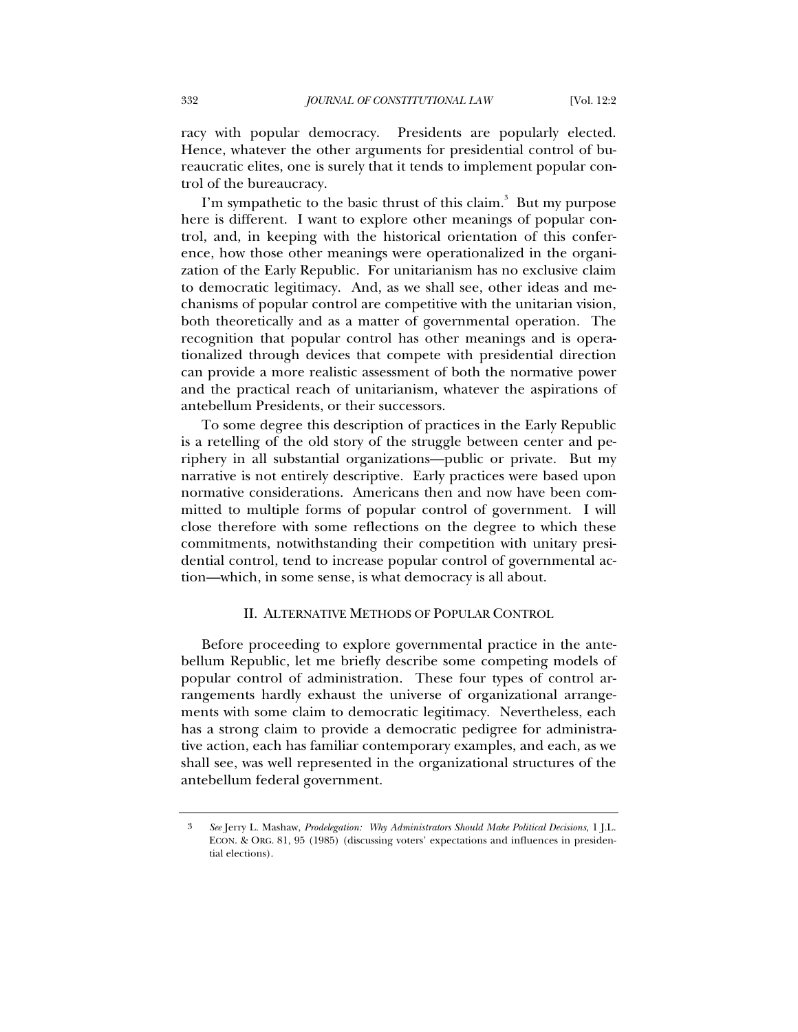racy with popular democracy. Presidents are popularly elected. Hence, whatever the other arguments for presidential control of bureaucratic elites, one is surely that it tends to implement popular control of the bureaucracy.

I'm sympathetic to the basic thrust of this claim.[3] But my purpose here is different. I want to explore other meanings of popular control, and, in keeping with the historical orientation of this conference, how those other meanings were operationalized in the organization of the Early Republic. For unitarianism has no exclusive claim to democratic legitimacy. And, as we shall see, other ideas and mechanisms of popular control are competitive with the unitarian vision, both theoretically and as a matter of governmental operation. The recognition that popular control has other meanings and is operationalized through devices that compete with presidential direction can provide a more realistic assessment of both the normative power and the practical reach of unitarianism, whatever the aspirations of antebellum Presidents, or their successors.

To some degree this description of practices in the Early Republic is a retelling of the old story of the struggle between center and periphery in all substantial organizations—public or private. But my narrative is not entirely descriptive. Early practices were based upon normative considerations. Americans then and now have been committed to multiple forms of popular control of government. I will close therefore with some reflections on the degree to which these commitments, notwithstanding their competition with unitary presidential control, tend to increase popular control of governmental action—which, in some sense, is what democracy is all about.

## II. ALTERNATIVE METHODS OF POPULAR CONTROL

Before proceeding to explore governmental practice in the antebellum Republic, let me briefly describe some competing models of popular control of administration. These four types of control arrangements hardly exhaust the universe of organizational arrangements with some claim to democratic legitimacy. Nevertheless, each has a strong claim to provide a democratic pedigree for administrative action, each has familiar contemporary examples, and each, as we shall see, was well represented in the organizational structures of the antebellum federal government.

---

3 *See* Jerry L. Mashaw, *Prodelegation: Why Administrators Should Make Political Decisions*, 1 J.L. ECON. & ORG. 81, 95 (1985) (discussing voters' expectations and influences in presidential elections).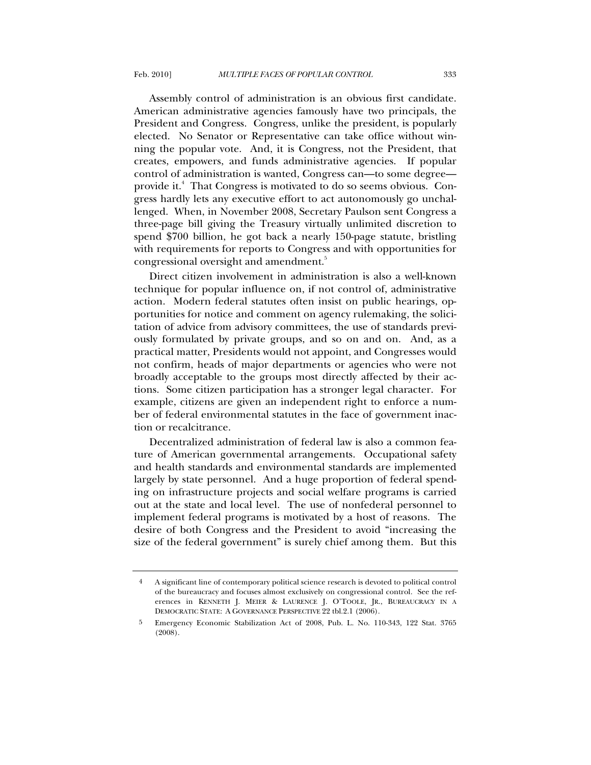Assembly control of administration is an obvious first candidate. American administrative agencies famously have two principals, the President and Congress. Congress, unlike the president, is popularly elected. No Senator or Representative can take office without winning the popular vote. And, it is Congress, not the President, that creates, empowers, and funds administrative agencies. If popular control of administration is wanted, Congress can—to some degree—provide it.[4] That Congress is motivated to do so seems obvious. Congress hardly lets any executive effort to act autonomously go unchallenged. When, in November 2008, Secretary Paulson sent Congress a three-page bill giving the Treasury virtually unlimited discretion to spend $700 billion, he got back a nearly 150-page statute, bristling with requirements for reports to Congress and with opportunities for congressional oversight and amendment.[5]

Direct citizen involvement in administration is also a well-known technique for popular influence on, if not control of, administrative action. Modern federal statutes often insist on public hearings, opportunities for notice and comment on agency rulemaking, the solicitation of advice from advisory committees, the use of standards previously formulated by private groups, and so on and on. And, as a practical matter, Presidents would not appoint, and Congresses would not confirm, heads of major departments or agencies who were not broadly acceptable to the groups most directly affected by their actions. Some citizen participation has a stronger legal character. For example, citizens are given an independent right to enforce a number of federal environmental statutes in the face of government inaction or recalcitrance.

Decentralized administration of federal law is also a common feature of American governmental arrangements. Occupational safety and health standards and environmental standards are implemented largely by state personnel. And a huge proportion of federal spending on infrastructure projects and social welfare programs is carried out at the state and local level. The use of nonfederal personnel to implement federal programs is motivated by a host of reasons. The desire of both Congress and the President to avoid "increasing the size of the federal government" is surely chief among them. But this

---

4 A significant line of contemporary political science research is devoted to political control of the bureaucracy and focuses almost exclusively on congressional control. See the references in KENNETH J. MEIER & LAURENCE J. O'TOOLE, JR., BUREAUCRACY IN A DEMOCRATIC STATE: A GOVERNANCE PERSPECTIVE 22 tbl.2.1 (2006).

5 Emergency Economic Stabilization Act of 2008, Pub. L. No. 110-343, 122 Stat. 3765 (2008).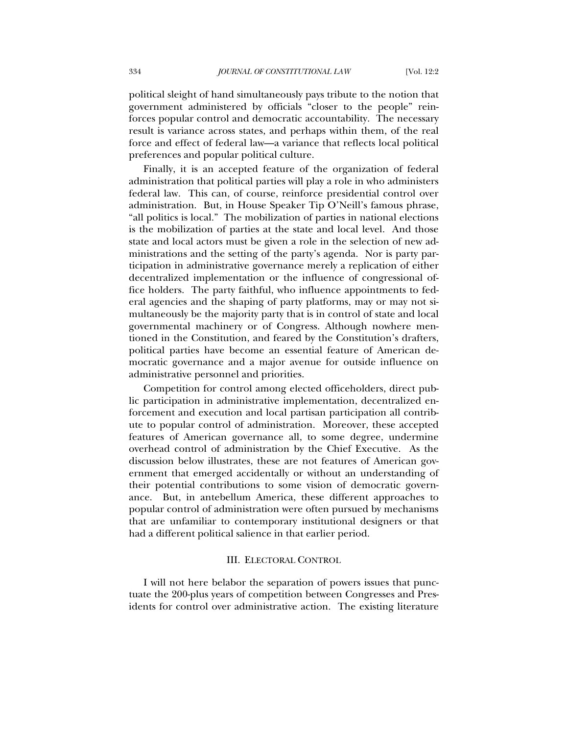political sleight of hand simultaneously pays tribute to the notion that government administered by officials "closer to the people" reinforces popular control and democratic accountability. The necessary result is variance across states, and perhaps within them, of the real force and effect of federal law—a variance that reflects local political preferences and popular political culture.

Finally, it is an accepted feature of the organization of federal administration that political parties will play a role in who administers federal law. This can, of course, reinforce presidential control over administration. But, in House Speaker Tip O'Neill's famous phrase, "all politics is local." The mobilization of parties in national elections is the mobilization of parties at the state and local level. And those state and local actors must be given a role in the selection of new administrations and the setting of the party's agenda. Nor is party participation in administrative governance merely a replication of either decentralized implementation or the influence of congressional office holders. The party faithful, who influence appointments to federal agencies and the shaping of party platforms, may or may not simultaneously be the majority party that is in control of state and local governmental machinery or of Congress. Although nowhere mentioned in the Constitution, and feared by the Constitution's drafters, political parties have become an essential feature of American democratic governance and a major avenue for outside influence on administrative personnel and priorities.

Competition for control among elected officeholders, direct public participation in administrative implementation, decentralized enforcement and execution and local partisan participation all contribute to popular control of administration. Moreover, these accepted features of American governance all, to some degree, undermine overhead control of administration by the Chief Executive. As the discussion below illustrates, these are not features of American government that emerged accidentally or without an understanding of their potential contributions to some vision of democratic governance. But, in antebellum America, these different approaches to popular control of administration were often pursued by mechanisms that are unfamiliar to contemporary institutional designers or that had a different political salience in that earlier period.

## III. ELECTORAL CONTROL

I will not here belabor the separation of powers issues that punctuate the 200-plus years of competition between Congresses and Presidents for control over administrative action. The existing literature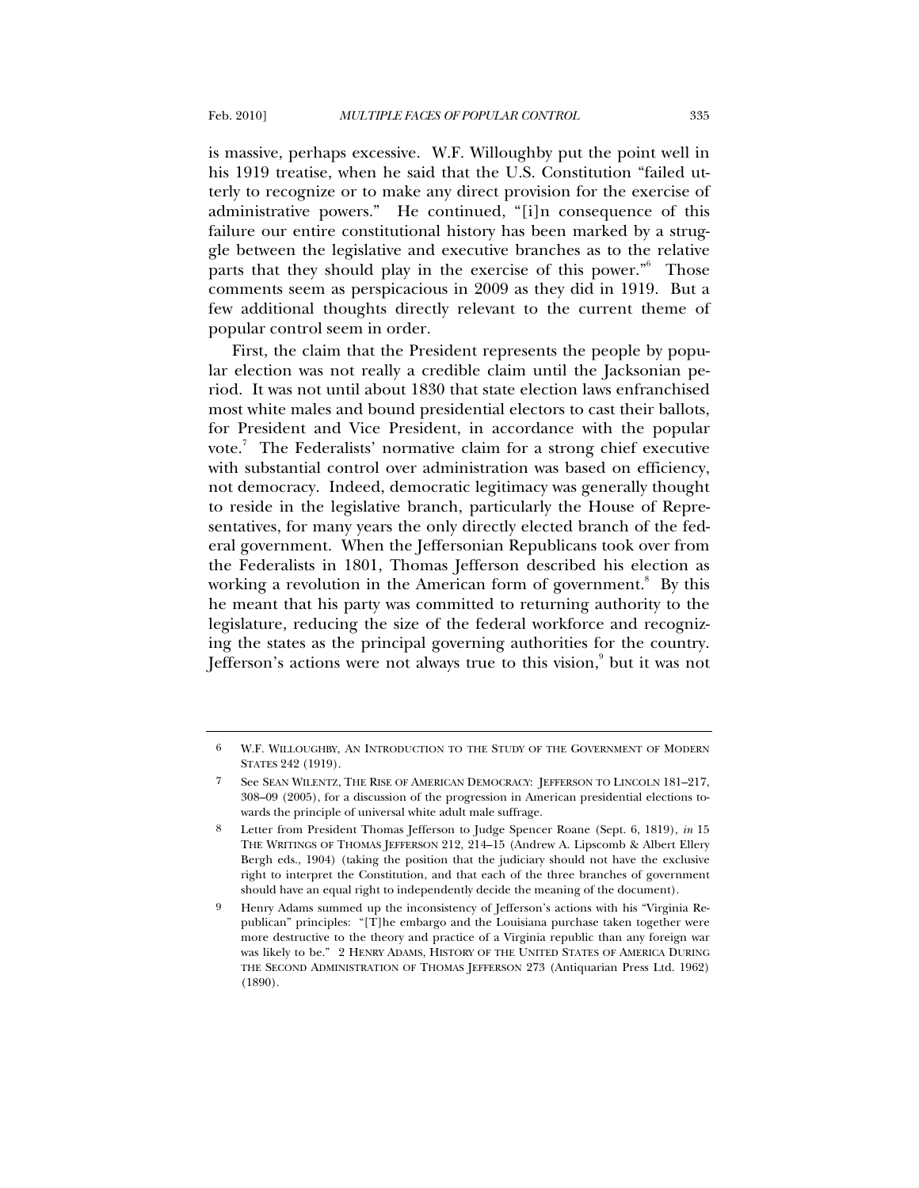is massive, perhaps excessive. W.F. Willoughby put the point well in his 1919 treatise, when he said that the U.S. Constitution "failed utterly to recognize or to make any direct provision for the exercise of administrative powers." He continued, "[i]n consequence of this failure our entire constitutional history has been marked by a struggle between the legislative and executive branches as to the relative parts that they should play in the exercise of this power."[6] Those comments seem as perspicacious in 2009 as they did in 1919. But a few additional thoughts directly relevant to the current theme of popular control seem in order.

First, the claim that the President represents the people by popular election was not really a credible claim until the Jacksonian period. It was not until about 1830 that state election laws enfranchised most white males and bound presidential electors to cast their ballots, for President and Vice President, in accordance with the popular vote.[7] The Federalists' normative claim for a strong chief executive with substantial control over administration was based on efficiency, not democracy. Indeed, democratic legitimacy was generally thought to reside in the legislative branch, particularly the House of Representatives, for many years the only directly elected branch of the federal government. When the Jeffersonian Republicans took over from the Federalists in 1801, Thomas Jefferson described his election as working a revolution in the American form of government.[8] By this he meant that his party was committed to returning authority to the legislature, reducing the size of the federal workforce and recognizing the states as the principal governing authorities for the country. Jefferson's actions were not always true to this vision,[9] but it was not

---

6 W.F. WILLOUGHBY, AN INTRODUCTION TO THE STUDY OF THE GOVERNMENT OF MODERN STATES 242 (1919).

7 See SEAN WILENTZ, THE RISE OF AMERICAN DEMOCRACY: JEFFERSON TO LINCOLN 181–217, 308–09 (2005), for a discussion of the progression in American presidential elections towards the principle of universal white adult male suffrage.

8 Letter from President Thomas Jefferson to Judge Spencer Roane (Sept. 6, 1819), *in* 15 THE WRITINGS OF THOMAS JEFFERSON 212, 214–15 (Andrew A. Lipscomb & Albert Ellery Bergh eds., 1904) (taking the position that the judiciary should not have the exclusive right to interpret the Constitution, and that each of the three branches of government should have an equal right to independently decide the meaning of the document).

9 Henry Adams summed up the inconsistency of Jefferson's actions with his "Virginia Republican" principles: "[T]he embargo and the Louisiana purchase taken together were more destructive to the theory and practice of a Virginia republic than any foreign war was likely to be." 2 HENRY ADAMS, HISTORY OF THE UNITED STATES OF AMERICA DURING THE SECOND ADMINISTRATION OF THOMAS JEFFERSON 273 (Antiquarian Press Ltd. 1962) (1890).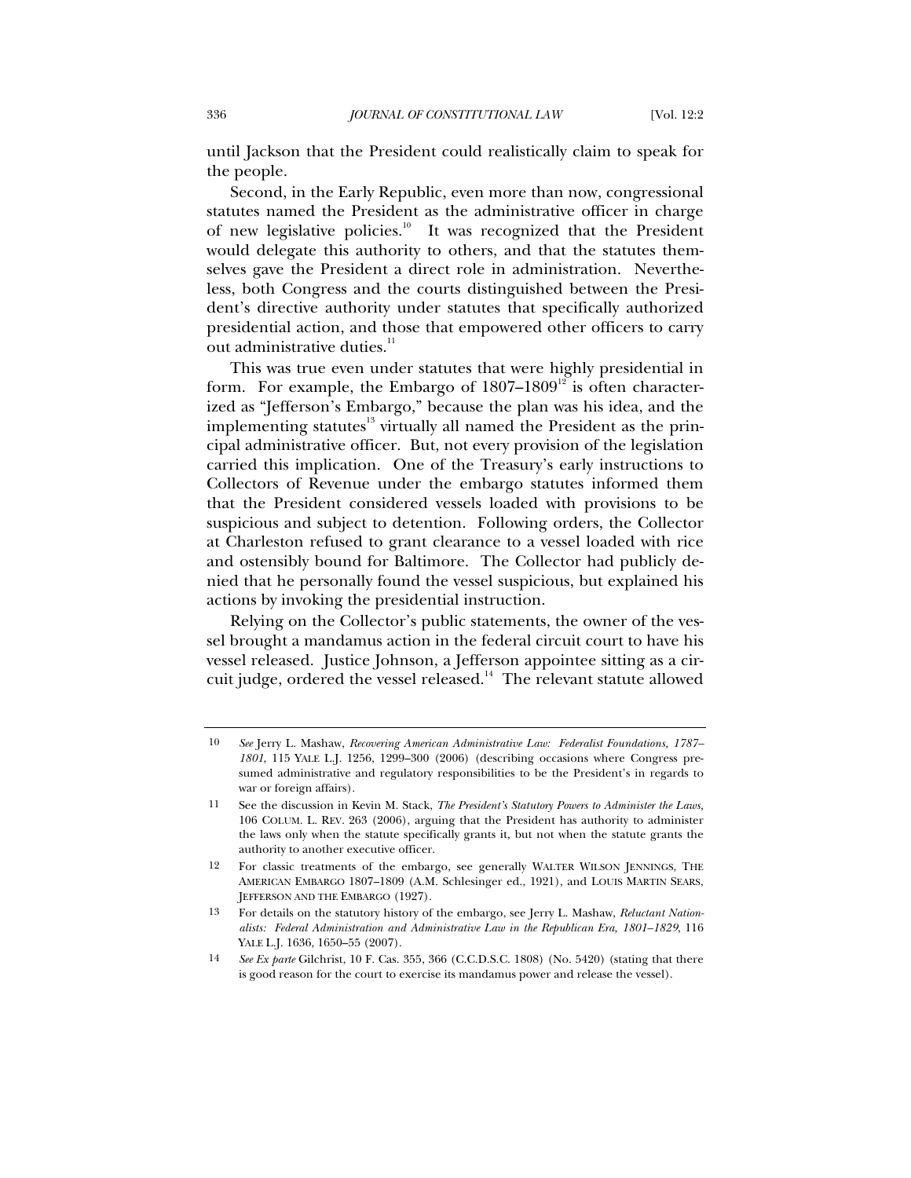until Jackson that the President could realistically claim to speak for the people.

Second, in the Early Republic, even more than now, congressional statutes named the President as the administrative officer in charge of new legislative policies.[10] It was recognized that the President would delegate this authority to others, and that the statutes themselves gave the President a direct role in administration. Nevertheless, both Congress and the courts distinguished between the President's directive authority under statutes that specifically authorized presidential action, and those that empowered other officers to carry out administrative duties.[11]

This was true even under statutes that were highly presidential in form. For example, the Embargo of 1807–1809[12] is often characterized as "Jefferson's Embargo," because the plan was his idea, and the implementing statutes[13] virtually all named the President as the principal administrative officer. But, not every provision of the legislation carried this implication. One of the Treasury's early instructions to Collectors of Revenue under the embargo statutes informed them that the President considered vessels loaded with provisions to be suspicious and subject to detention. Following orders, the Collector at Charleston refused to grant clearance to a vessel loaded with rice and ostensibly bound for Baltimore. The Collector had publicly denied that he personally found the vessel suspicious, but explained his actions by invoking the presidential instruction.

Relying on the Collector's public statements, the owner of the vessel brought a mandamus action in the federal circuit court to have his vessel released. Justice Johnson, a Jefferson appointee sitting as a circuit judge, ordered the vessel released.[14] The relevant statute allowed

---

10 *See* Jerry L. Mashaw, *Recovering American Administrative Law: Federalist Foundations, 1787–1801*, 115 YALE L.J. 1256, 1299–300 (2006) (describing occasions where Congress presumed administrative and regulatory responsibilities to be the President's in regards to war or foreign affairs).

11 See the discussion in Kevin M. Stack, *The President's Statutory Powers to Administer the Laws*, 106 COLUM. L. REV. 263 (2006), arguing that the President has authority to administer the laws only when the statute specifically grants it, but not when the statute grants the authority to another executive officer.

12 For classic treatments of the embargo, see generally WALTER WILSON JENNINGS, THE AMERICAN EMBARGO 1807–1809 (A.M. Schlesinger ed., 1921), and LOUIS MARTIN SEARS, JEFFERSON AND THE EMBARGO (1927).

13 For details on the statutory history of the embargo, see Jerry L. Mashaw, *Reluctant Nationalists: Federal Administration and Administrative Law in the Republican Era, 1801–1829*, 116 YALE L.J. 1636, 1650–55 (2007).

14 *See Ex parte* Gilchrist, 10 F. Cas. 355, 366 (C.C.D.S.C. 1808) (No. 5420) (stating that there is good reason for the court to exercise its mandamus power and release the vessel).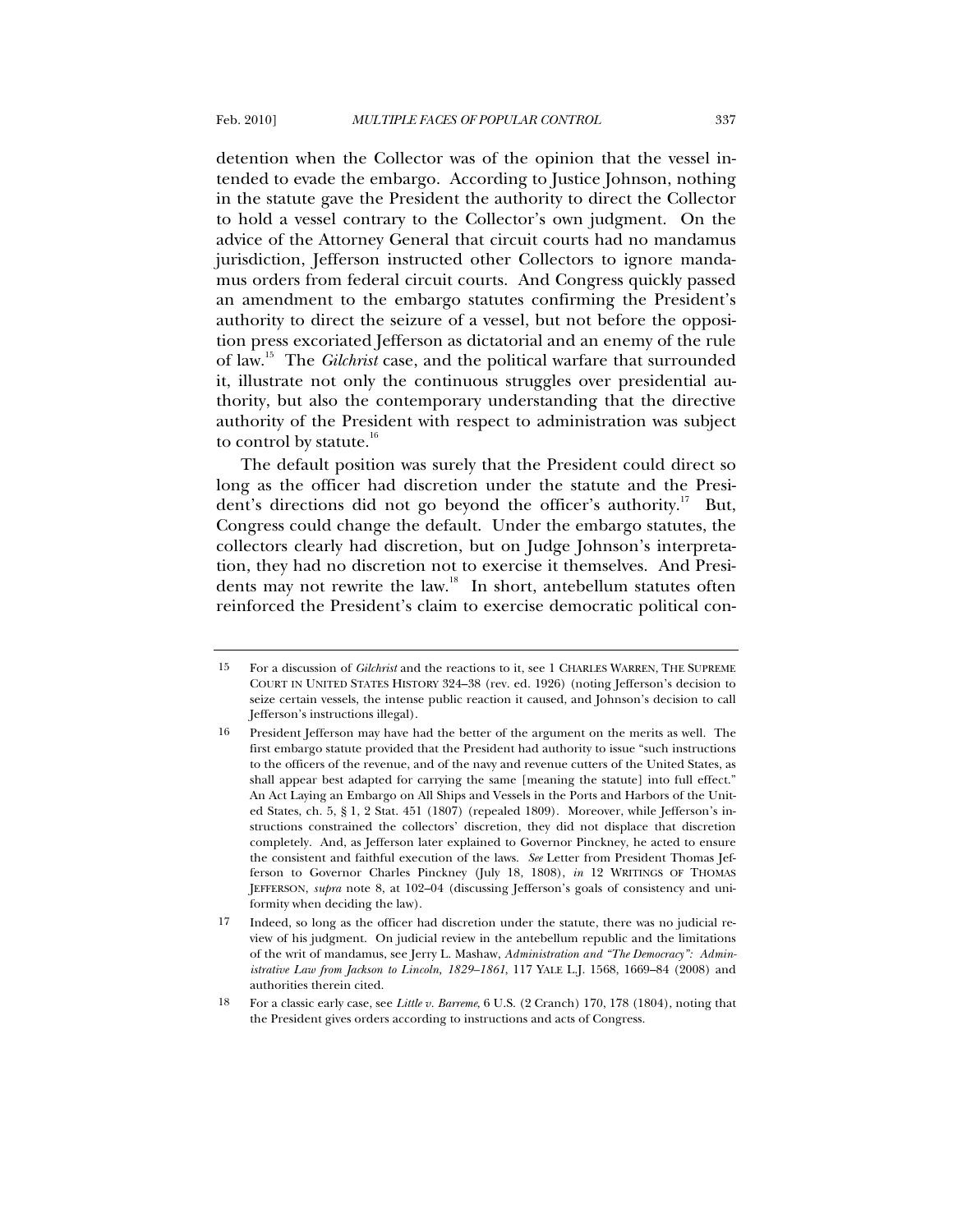detention when the Collector was of the opinion that the vessel intended to evade the embargo. According to Justice Johnson, nothing in the statute gave the President the authority to direct the Collector to hold a vessel contrary to the Collector's own judgment. On the advice of the Attorney General that circuit courts had no mandamus jurisdiction, Jefferson instructed other Collectors to ignore mandamus orders from federal circuit courts. And Congress quickly passed an amendment to the embargo statutes confirming the President's authority to direct the seizure of a vessel, but not before the opposition press excoriated Jefferson as dictatorial and an enemy of the rule of law.[15] The *Gilchrist* case, and the political warfare that surrounded it, illustrate not only the continuous struggles over presidential authority, but also the contemporary understanding that the directive authority of the President with respect to administration was subject to control by statute.[16]

The default position was surely that the President could direct so long as the officer had discretion under the statute and the President's directions did not go beyond the officer's authority.[17] But, Congress could change the default. Under the embargo statutes, the collectors clearly had discretion, but on Judge Johnson's interpretation, they had no discretion not to exercise it themselves. And Presidents may not rewrite the law.[18] In short, antebellum statutes often reinforced the President's claim to exercise democratic political con-

---

15 For a discussion of *Gilchrist* and the reactions to it, see 1 CHARLES WARREN, THE SUPREME COURT IN UNITED STATES HISTORY 324–38 (rev. ed. 1926) (noting Jefferson's decision to seize certain vessels, the intense public reaction it caused, and Johnson's decision to call Jefferson's instructions illegal).

16 President Jefferson may have had the better of the argument on the merits as well. The first embargo statute provided that the President had authority to issue "such instructions to the officers of the revenue, and of the navy and revenue cutters of the United States, as shall appear best adapted for carrying the same [meaning the statute] into full effect." An Act Laying an Embargo on All Ships and Vessels in the Ports and Harbors of the United States, ch. 5, § 1, 2 Stat. 451 (1807) (repealed 1809). Moreover, while Jefferson's instructions constrained the collectors' discretion, they did not displace that discretion completely. And, as Jefferson later explained to Governor Pinckney, he acted to ensure the consistent and faithful execution of the laws. *See* Letter from President Thomas Jefferson to Governor Charles Pinckney (July 18, 1808), *in* 12 WRITINGS OF THOMAS JEFFERSON, *supra* note 8, at 102–04 (discussing Jefferson's goals of consistency and uniformity when deciding the law).

17 Indeed, so long as the officer had discretion under the statute, there was no judicial review of his judgment. On judicial review in the antebellum republic and the limitations of the writ of mandamus, see Jerry L. Mashaw, *Administration and "The Democracy": Administrative Law from Jackson to Lincoln, 1829–1861*, 117 YALE L.J. 1568, 1669–84 (2008) and authorities therein cited.

18 For a classic early case, see *Little v. Barreme*, 6 U.S. (2 Cranch) 170, 178 (1804), noting that the President gives orders according to instructions and acts of Congress.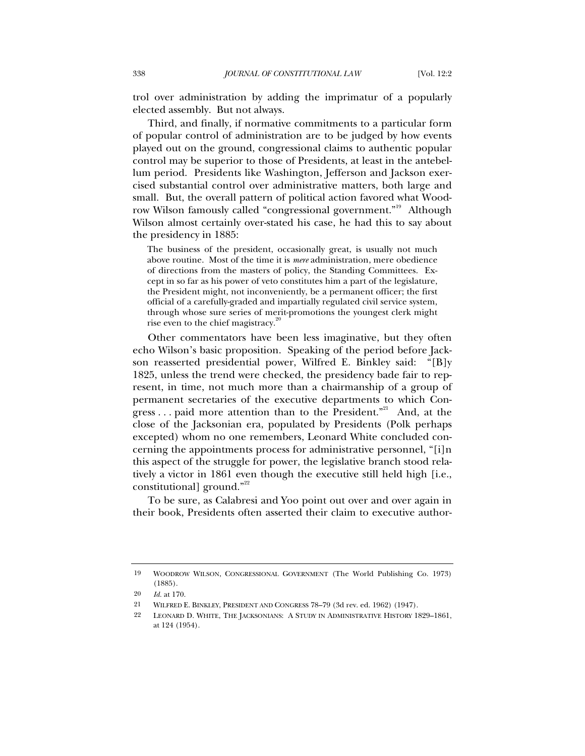trol over administration by adding the imprimatur of a popularly elected assembly. But not always.

Third, and finally, if normative commitments to a particular form of popular control of administration are to be judged by how events played out on the ground, congressional claims to authentic popular control may be superior to those of Presidents, at least in the antebellum period. Presidents like Washington, Jefferson and Jackson exercised substantial control over administrative matters, both large and small. But, the overall pattern of political action favored what Woodrow Wilson famously called "congressional government."[19] Although Wilson almost certainly over-stated his case, he had this to say about the presidency in 1885:

> The business of the president, occasionally great, is usually not much above routine. Most of the time it is *mere* administration, mere obedience of directions from the masters of policy, the Standing Committees. Except in so far as his power of veto constitutes him a part of the legislature, the President might, not inconveniently, be a permanent officer; the first official of a carefully-graded and impartially regulated civil service system, through whose sure series of merit-promotions the youngest clerk might rise even to the chief magistracy.[20]

Other commentators have been less imaginative, but they often echo Wilson's basic proposition. Speaking of the period before Jackson reasserted presidential power, Wilfred E. Binkley said: "[B]y 1825, unless the trend were checked, the presidency bade fair to represent, in time, not much more than a chairmanship of a group of permanent secretaries of the executive departments to which Congress . . . paid more attention than to the President."[21] And, at the close of the Jacksonian era, populated by Presidents (Polk perhaps excepted) whom no one remembers, Leonard White concluded concerning the appointments process for administrative personnel, "[i]n this aspect of the struggle for power, the legislative branch stood relatively a victor in 1861 even though the executive still held high [i.e., constitutional] ground."[22]

To be sure, as Calabresi and Yoo point out over and over again in their book, Presidents often asserted their claim to executive author-

---

19 WOODROW WILSON, CONGRESSIONAL GOVERNMENT (The World Publishing Co. 1973) (1885).

20 *Id.* at 170.

21 WILFRED E. BINKLEY, PRESIDENT AND CONGRESS 78–79 (3d rev. ed. 1962) (1947).

22 LEONARD D. WHITE, THE JACKSONIANS: A STUDY IN ADMINISTRATIVE HISTORY 1829–1861, at 124 (1954).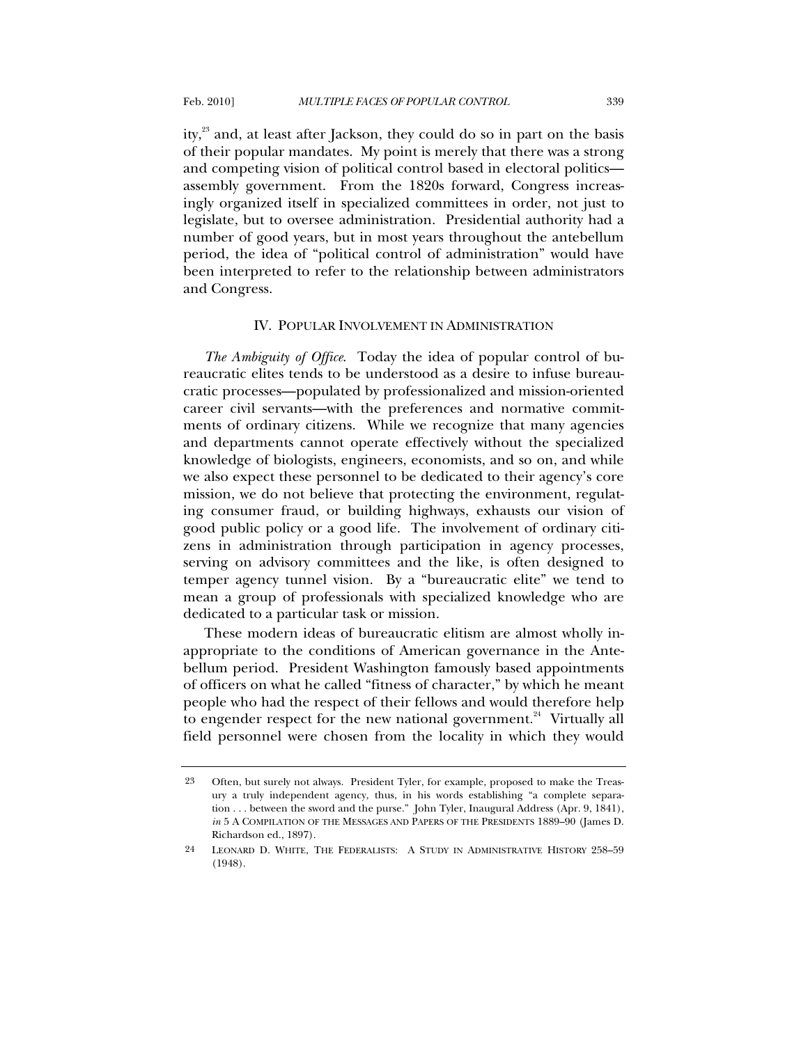ity,[23] and, at least after Jackson, they could do so in part on the basis of their popular mandates. My point is merely that there was a strong and competing vision of political control based in electoral politics—assembly government. From the 1820s forward, Congress increasingly organized itself in specialized committees in order, not just to legislate, but to oversee administration. Presidential authority had a number of good years, but in most years throughout the antebellum period, the idea of "political control of administration" would have been interpreted to refer to the relationship between administrators and Congress.

## IV. POPULAR INVOLVEMENT IN ADMINISTRATION

*The Ambiguity of Office.* Today the idea of popular control of bureaucratic elites tends to be understood as a desire to infuse bureaucratic processes—populated by professionalized and mission-oriented career civil servants—with the preferences and normative commitments of ordinary citizens. While we recognize that many agencies and departments cannot operate effectively without the specialized knowledge of biologists, engineers, economists, and so on, and while we also expect these personnel to be dedicated to their agency's core mission, we do not believe that protecting the environment, regulating consumer fraud, or building highways, exhausts our vision of good public policy or a good life. The involvement of ordinary citizens in administration through participation in agency processes, serving on advisory committees and the like, is often designed to temper agency tunnel vision. By a "bureaucratic elite" we tend to mean a group of professionals with specialized knowledge who are dedicated to a particular task or mission.

These modern ideas of bureaucratic elitism are almost wholly inappropriate to the conditions of American governance in the Antebellum period. President Washington famously based appointments of officers on what he called "fitness of character," by which he meant people who had the respect of their fellows and would therefore help to engender respect for the new national government.[24] Virtually all field personnel were chosen from the locality in which they would

---

23 Often, but surely not always. President Tyler, for example, proposed to make the Treasury a truly independent agency, thus, in his words establishing "a complete separation . . . between the sword and the purse." John Tyler, Inaugural Address (Apr. 9, 1841), *in* 5 A COMPILATION OF THE MESSAGES AND PAPERS OF THE PRESIDENTS 1889–90 (James D. Richardson ed., 1897).

24 LEONARD D. WHITE, THE FEDERALISTS: A STUDY IN ADMINISTRATIVE HISTORY 258–59 (1948).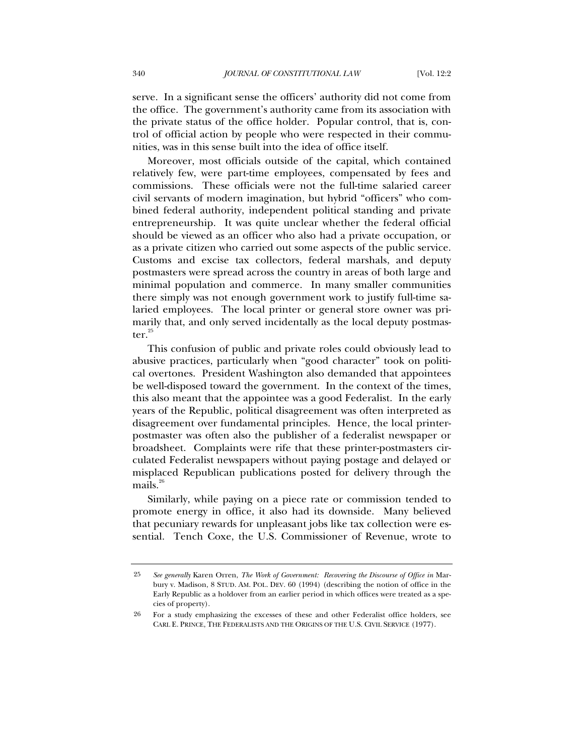serve. In a significant sense the officers' authority did not come from the office. The government's authority came from its association with the private status of the office holder. Popular control, that is, control of official action by people who were respected in their communities, was in this sense built into the idea of office itself.

Moreover, most officials outside of the capital, which contained relatively few, were part-time employees, compensated by fees and commissions. These officials were not the full-time salaried career civil servants of modern imagination, but hybrid "officers" who combined federal authority, independent political standing and private entrepreneurship. It was quite unclear whether the federal official should be viewed as an officer who also had a private occupation, or as a private citizen who carried out some aspects of the public service. Customs and excise tax collectors, federal marshals, and deputy postmasters were spread across the country in areas of both large and minimal population and commerce. In many smaller communities there simply was not enough government work to justify full-time salaried employees. The local printer or general store owner was primarily that, and only served incidentally as the local deputy postmaster.[25]

This confusion of public and private roles could obviously lead to abusive practices, particularly when "good character" took on political overtones. President Washington also demanded that appointees be well-disposed toward the government. In the context of the times, this also meant that the appointee was a good Federalist. In the early years of the Republic, political disagreement was often interpreted as disagreement over fundamental principles. Hence, the local printer-postmaster was often also the publisher of a federalist newspaper or broadsheet. Complaints were rife that these printer-postmasters circulated Federalist newspapers without paying postage and delayed or misplaced Republican publications posted for delivery through the mails.[26]

Similarly, while paying on a piece rate or commission tended to promote energy in office, it also had its downside. Many believed that pecuniary rewards for unpleasant jobs like tax collection were essential. Tench Coxe, the U.S. Commissioner of Revenue, wrote to

---

25 *See generally* Karen Orren, *The Work of Government: Recovering the Discourse of Office in* Marbury v. Madison, 8 STUD. AM. POL. DEV. 60 (1994) (describing the notion of office in the Early Republic as a holdover from an earlier period in which offices were treated as a species of property).

26 For a study emphasizing the excesses of these and other Federalist office holders, see CARL E. PRINCE, THE FEDERALISTS AND THE ORIGINS OF THE U.S. CIVIL SERVICE (1977).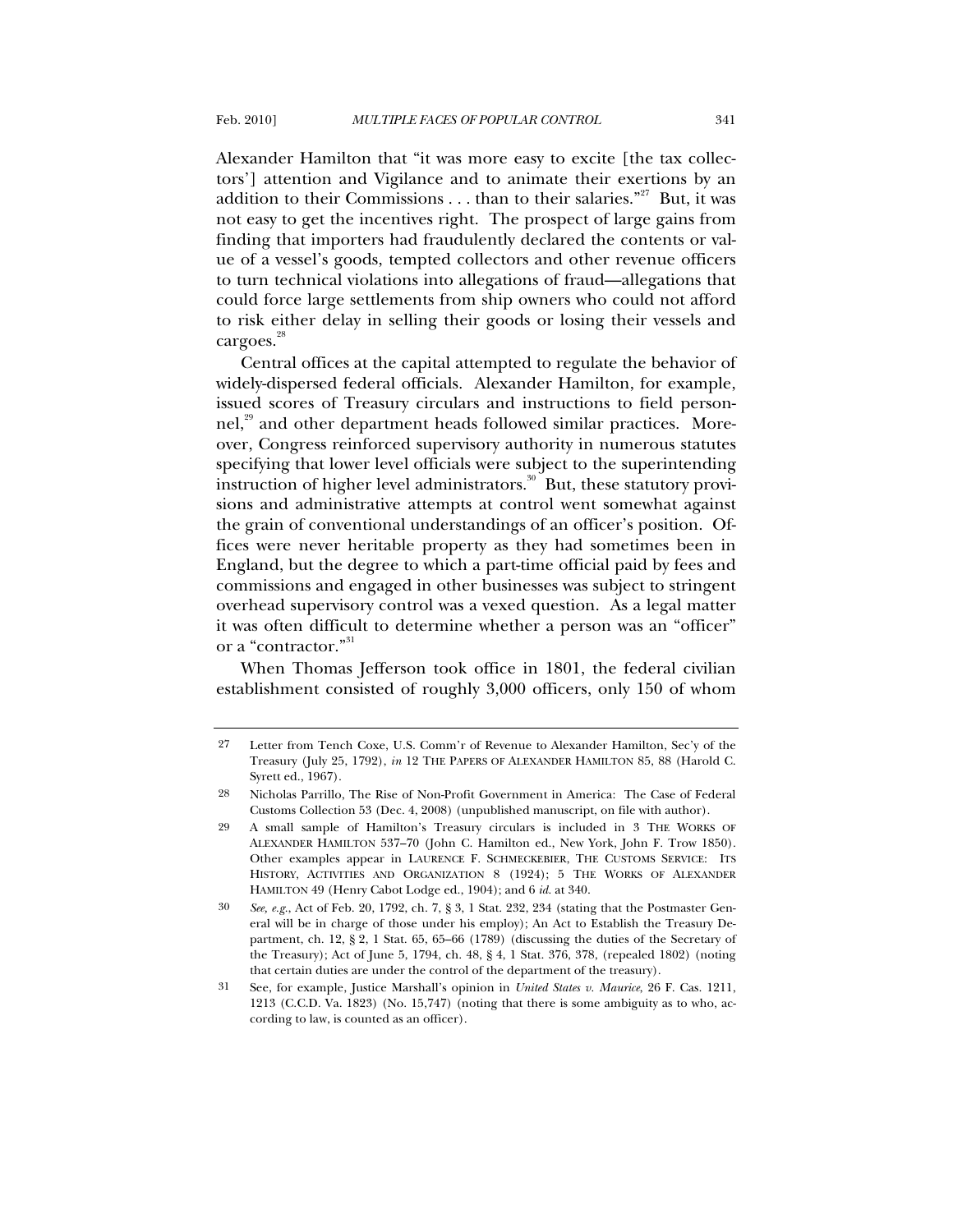Alexander Hamilton that "it was more easy to excite [the tax collectors'] attention and Vigilance and to animate their exertions by an addition to their Commissions . . . than to their salaries."[27] But, it was not easy to get the incentives right. The prospect of large gains from finding that importers had fraudulently declared the contents or value of a vessel's goods, tempted collectors and other revenue officers to turn technical violations into allegations of fraud—allegations that could force large settlements from ship owners who could not afford to risk either delay in selling their goods or losing their vessels and cargoes.[28]

Central offices at the capital attempted to regulate the behavior of widely-dispersed federal officials. Alexander Hamilton, for example, issued scores of Treasury circulars and instructions to field personnel,[29] and other department heads followed similar practices. Moreover, Congress reinforced supervisory authority in numerous statutes specifying that lower level officials were subject to the superintending instruction of higher level administrators.[30] But, these statutory provisions and administrative attempts at control went somewhat against the grain of conventional understandings of an officer's position. Offices were never heritable property as they had sometimes been in England, but the degree to which a part-time official paid by fees and commissions and engaged in other businesses was subject to stringent overhead supervisory control was a vexed question. As a legal matter it was often difficult to determine whether a person was an "officer" or a "contractor."[31]

When Thomas Jefferson took office in 1801, the federal civilian establishment consisted of roughly 3,000 officers, only 150 of whom

---

27 Letter from Tench Coxe, U.S. Comm'r of Revenue to Alexander Hamilton, Sec'y of the Treasury (July 25, 1792), *in* 12 THE PAPERS OF ALEXANDER HAMILTON 85, 88 (Harold C. Syrett ed., 1967).

28 Nicholas Parrillo, The Rise of Non-Profit Government in America: The Case of Federal Customs Collection 53 (Dec. 4, 2008) (unpublished manuscript, on file with author).

29 A small sample of Hamilton's Treasury circulars is included in 3 THE WORKS OF ALEXANDER HAMILTON 537–70 (John C. Hamilton ed., New York, John F. Trow 1850). Other examples appear in LAURENCE F. SCHMECKEBIER, THE CUSTOMS SERVICE: ITS HISTORY, ACTIVITIES AND ORGANIZATION 8 (1924); 5 THE WORKS OF ALEXANDER HAMILTON 49 (Henry Cabot Lodge ed., 1904); and 6 *id.* at 340.

30 *See, e.g.*, Act of Feb. 20, 1792, ch. 7, § 3, 1 Stat. 232, 234 (stating that the Postmaster General will be in charge of those under his employ); An Act to Establish the Treasury Department, ch. 12, § 2, 1 Stat. 65, 65–66 (1789) (discussing the duties of the Secretary of the Treasury); Act of June 5, 1794, ch. 48, § 4, 1 Stat. 376, 378, (repealed 1802) (noting that certain duties are under the control of the department of the treasury).

31 See, for example, Justice Marshall's opinion in *United States v. Maurice*, 26 F. Cas. 1211, 1213 (C.C.D. Va. 1823) (No. 15,747) (noting that there is some ambiguity as to who, according to law, is counted as an officer).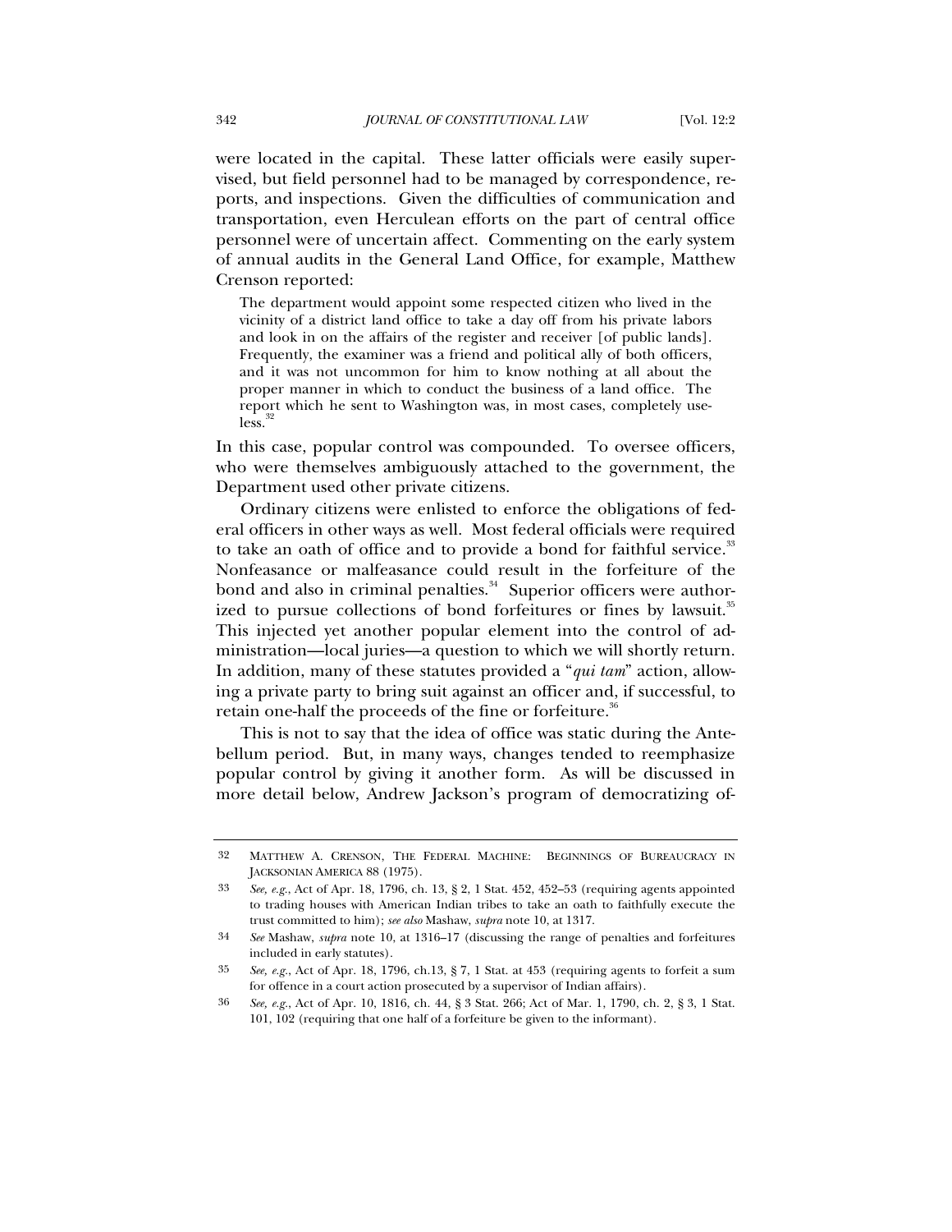were located in the capital. These latter officials were easily supervised, but field personnel had to be managed by correspondence, reports, and inspections. Given the difficulties of communication and transportation, even Herculean efforts on the part of central office personnel were of uncertain affect. Commenting on the early system of annual audits in the General Land Office, for example, Matthew Crenson reported:

> The department would appoint some respected citizen who lived in the vicinity of a district land office to take a day off from his private labors and look in on the affairs of the register and receiver [of public lands]. Frequently, the examiner was a friend and political ally of both officers, and it was not uncommon for him to know nothing at all about the proper manner in which to conduct the business of a land office. The report which he sent to Washington was, in most cases, completely useless.[32]

In this case, popular control was compounded. To oversee officers, who were themselves ambiguously attached to the government, the Department used other private citizens.

Ordinary citizens were enlisted to enforce the obligations of federal officers in other ways as well. Most federal officials were required to take an oath of office and to provide a bond for faithful service.[33] Nonfeasance or malfeasance could result in the forfeiture of the bond and also in criminal penalties.[34] Superior officers were authorized to pursue collections of bond forfeitures or fines by lawsuit.[35] This injected yet another popular element into the control of administration—local juries—a question to which we will shortly return. In addition, many of these statutes provided a "*qui tam*" action, allowing a private party to bring suit against an officer and, if successful, to retain one-half the proceeds of the fine or forfeiture.[36]

This is not to say that the idea of office was static during the Antebellum period. But, in many ways, changes tended to reemphasize popular control by giving it another form. As will be discussed in more detail below, Andrew Jackson's program of democratizing of-

---

32 MATTHEW A. CRENSON, THE FEDERAL MACHINE: BEGINNINGS OF BUREAUCRACY IN JACKSONIAN AMERICA 88 (1975).

33 *See, e.g.*, Act of Apr. 18, 1796, ch. 13, § 2, 1 Stat. 452, 452–53 (requiring agents appointed to trading houses with American Indian tribes to take an oath to faithfully execute the trust committed to him); *see also* Mashaw, *supra* note 10, at 1317.

34 *See* Mashaw, *supra* note 10, at 1316–17 (discussing the range of penalties and forfeitures included in early statutes).

35 *See, e.g.*, Act of Apr. 18, 1796, ch.13, § 7, 1 Stat. at 453 (requiring agents to forfeit a sum for offence in a court action prosecuted by a supervisor of Indian affairs).

36 *See, e.g.*, Act of Apr. 10, 1816, ch. 44, § 3 Stat. 266; Act of Mar. 1, 1790, ch. 2, § 3, 1 Stat. 101, 102 (requiring that one half of a forfeiture be given to the informant).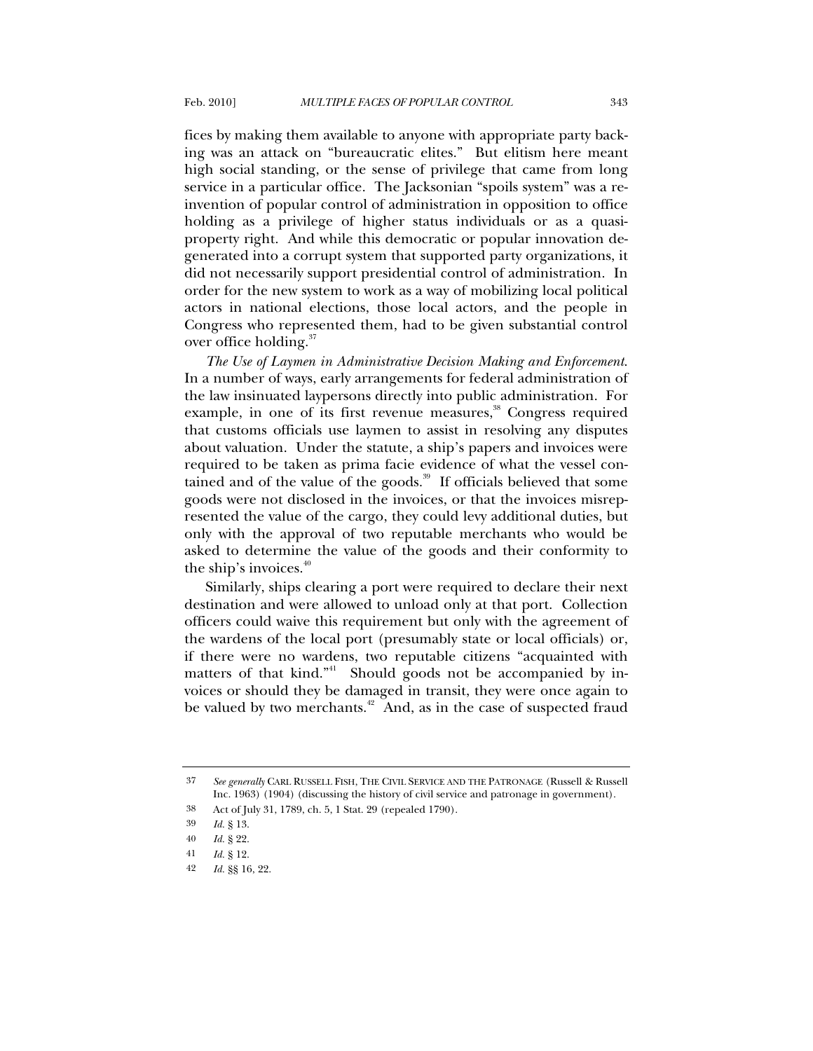fices by making them available to anyone with appropriate party backing was an attack on "bureaucratic elites." But elitism here meant high social standing, or the sense of privilege that came from long service in a particular office. The Jacksonian "spoils system" was a reinvention of popular control of administration in opposition to office holding as a privilege of higher status individuals or as a quasi-property right. And while this democratic or popular innovation degenerated into a corrupt system that supported party organizations, it did not necessarily support presidential control of administration. In order for the new system to work as a way of mobilizing local political actors in national elections, those local actors, and the people in Congress who represented them, had to be given substantial control over office holding.[37]

*The Use of Laymen in Administrative Decision Making and Enforcement.* In a number of ways, early arrangements for federal administration of the law insinuated laypersons directly into public administration. For example, in one of its first revenue measures,[38] Congress required that customs officials use laymen to assist in resolving any disputes about valuation. Under the statute, a ship's papers and invoices were required to be taken as prima facie evidence of what the vessel contained and of the value of the goods.[39] If officials believed that some goods were not disclosed in the invoices, or that the invoices misrepresented the value of the cargo, they could levy additional duties, but only with the approval of two reputable merchants who would be asked to determine the value of the goods and their conformity to the ship's invoices.[40]

Similarly, ships clearing a port were required to declare their next destination and were allowed to unload only at that port. Collection officers could waive this requirement but only with the agreement of the wardens of the local port (presumably state or local officials) or, if there were no wardens, two reputable citizens "acquainted with matters of that kind."[41] Should goods not be accompanied by invoices or should they be damaged in transit, they were once again to be valued by two merchants.[42] And, as in the case of suspected fraud

---

37 *See generally* CARL RUSSELL FISH, THE CIVIL SERVICE AND THE PATRONAGE (Russell & Russell Inc. 1963) (1904) (discussing the history of civil service and patronage in government).

38 Act of July 31, 1789, ch. 5, 1 Stat. 29 (repealed 1790).

39 *Id.* § 13.

40 *Id.* § 22.

41 *Id.* § 12.

42 *Id.* §§ 16, 22.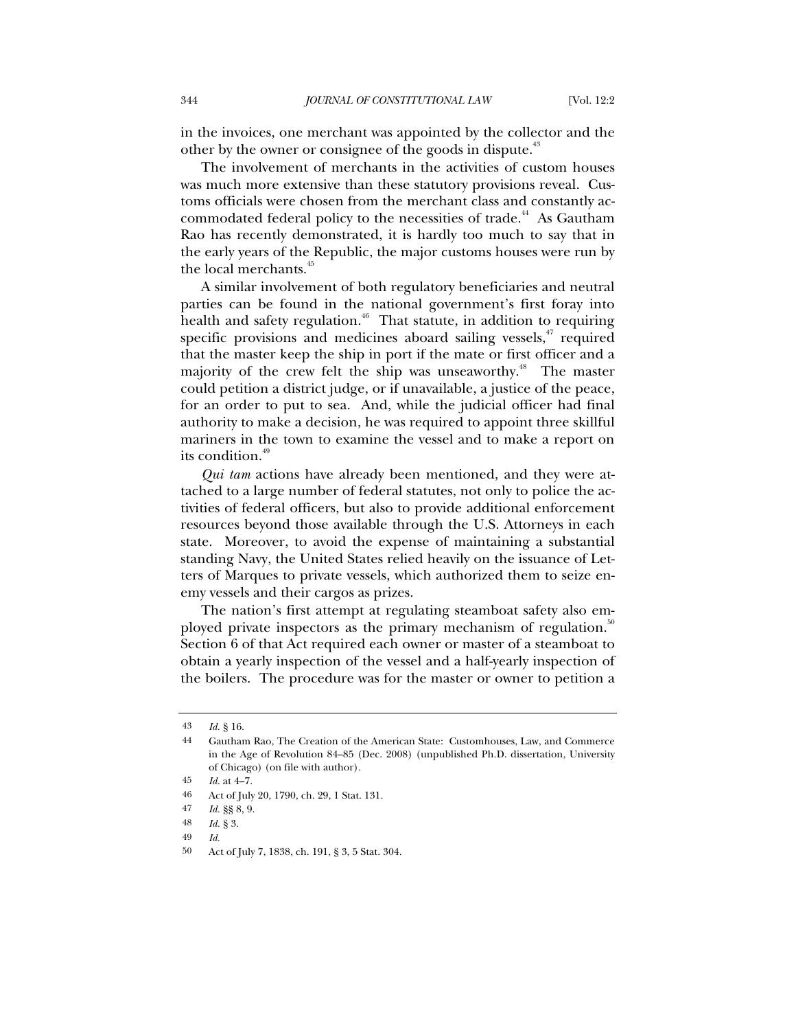in the invoices, one merchant was appointed by the collector and the other by the owner or consignee of the goods in dispute.[43]

The involvement of merchants in the activities of custom houses was much more extensive than these statutory provisions reveal. Customs officials were chosen from the merchant class and constantly accommodated federal policy to the necessities of trade.[44] As Gautham Rao has recently demonstrated, it is hardly too much to say that in the early years of the Republic, the major customs houses were run by the local merchants.[45]

A similar involvement of both regulatory beneficiaries and neutral parties can be found in the national government's first foray into health and safety regulation.[46] That statute, in addition to requiring specific provisions and medicines aboard sailing vessels,[47] required that the master keep the ship in port if the mate or first officer and a majority of the crew felt the ship was unseaworthy.[48] The master could petition a district judge, or if unavailable, a justice of the peace, for an order to put to sea. And, while the judicial officer had final authority to make a decision, he was required to appoint three skillful mariners in the town to examine the vessel and to make a report on its condition.[49]

*Qui tam* actions have already been mentioned, and they were attached to a large number of federal statutes, not only to police the activities of federal officers, but also to provide additional enforcement resources beyond those available through the U.S. Attorneys in each state. Moreover, to avoid the expense of maintaining a substantial standing Navy, the United States relied heavily on the issuance of Letters of Marques to private vessels, which authorized them to seize enemy vessels and their cargos as prizes.

The nation's first attempt at regulating steamboat safety also employed private inspectors as the primary mechanism of regulation.[50] Section 6 of that Act required each owner or master of a steamboat to obtain a yearly inspection of the vessel and a half-yearly inspection of the boilers. The procedure was for the master or owner to petition a

---

43 *Id.* § 16.

44 Gautham Rao, The Creation of the American State: Customhouses, Law, and Commerce in the Age of Revolution 84–85 (Dec. 2008) (unpublished Ph.D. dissertation, University of Chicago) (on file with author).

45 *Id.* at 4–7.

46 Act of July 20, 1790, ch. 29, 1 Stat. 131.

47 *Id.* §§ 8, 9.

48 *Id.* § 3.

49 *Id.*

50 Act of July 7, 1838, ch. 191, § 3, 5 Stat. 304.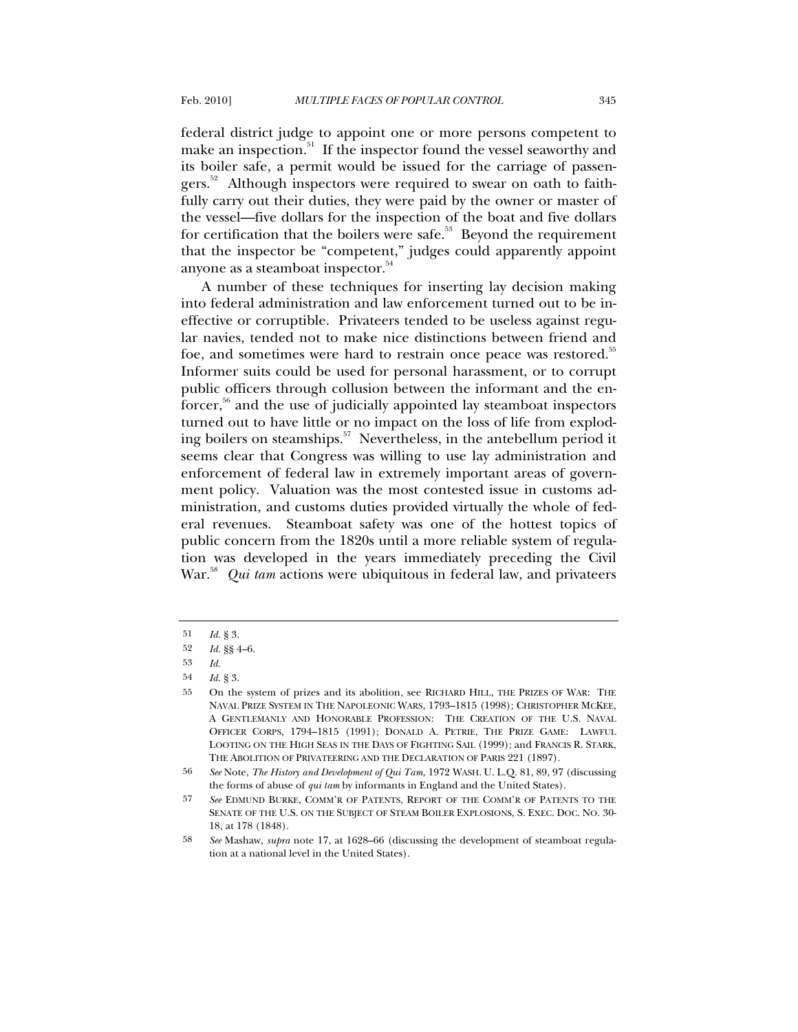federal district judge to appoint one or more persons competent to make an inspection.[51] If the inspector found the vessel seaworthy and its boiler safe, a permit would be issued for the carriage of passengers.[52] Although inspectors were required to swear on oath to faithfully carry out their duties, they were paid by the owner or master of the vessel—five dollars for the inspection of the boat and five dollars for certification that the boilers were safe.[53] Beyond the requirement that the inspector be "competent," judges could apparently appoint anyone as a steamboat inspector.[54]

A number of these techniques for inserting lay decision making into federal administration and law enforcement turned out to be ineffective or corruptible. Privateers tended to be useless against regular navies, tended not to make nice distinctions between friend and foe, and sometimes were hard to restrain once peace was restored.[55] Informer suits could be used for personal harassment, or to corrupt public officers through collusion between the informant and the enforcer,[56] and the use of judicially appointed lay steamboat inspectors turned out to have little or no impact on the loss of life from exploding boilers on steamships.[57] Nevertheless, in the antebellum period it seems clear that Congress was willing to use lay administration and enforcement of federal law in extremely important areas of government policy. Valuation was the most contested issue in customs administration, and customs duties provided virtually the whole of federal revenues. Steamboat safety was one of the hottest topics of public concern from the 1820s until a more reliable system of regulation was developed in the years immediately preceding the Civil War.[58] *Qui tam* actions were ubiquitous in federal law, and privateers

---

51 *Id.* § 3.

52 *Id.* §§ 4–6.

53 *Id.*

54 *Id.* § 3.

55 On the system of prizes and its abolition, see RICHARD HILL, THE PRIZES OF WAR: THE NAVAL PRIZE SYSTEM IN THE NAPOLEONIC WARS, 1793–1815 (1998); CHRISTOPHER MCKEE, A GENTLEMANLY AND HONORABLE PROFESSION: THE CREATION OF THE U.S. NAVAL OFFICER CORPS, 1794–1815 (1991); DONALD A. PETRIE, THE PRIZE GAME: LAWFUL LOOTING ON THE HIGH SEAS IN THE DAYS OF FIGHTING SAIL (1999); and FRANCIS R. STARK, THE ABOLITION OF PRIVATEERING AND THE DECLARATION OF PARIS 221 (1897).

56 *See* Note, *The History and Development of Qui Tam*, 1972 WASH. U. L.Q. 81, 89, 97 (discussing the forms of abuse of *qui tam* by informants in England and the United States).

57 *See* EDMUND BURKE, COMM'R OF PATENTS, REPORT OF THE COMM'R OF PATENTS TO THE SENATE OF THE U.S. ON THE SUBJECT OF STEAM BOILER EXPLOSIONS, S. EXEC. DOC. NO. 30-18, at 178 (1848).

58 *See* Mashaw, *supra* note 17, at 1628–66 (discussing the development of steamboat regulation at a national level in the United States).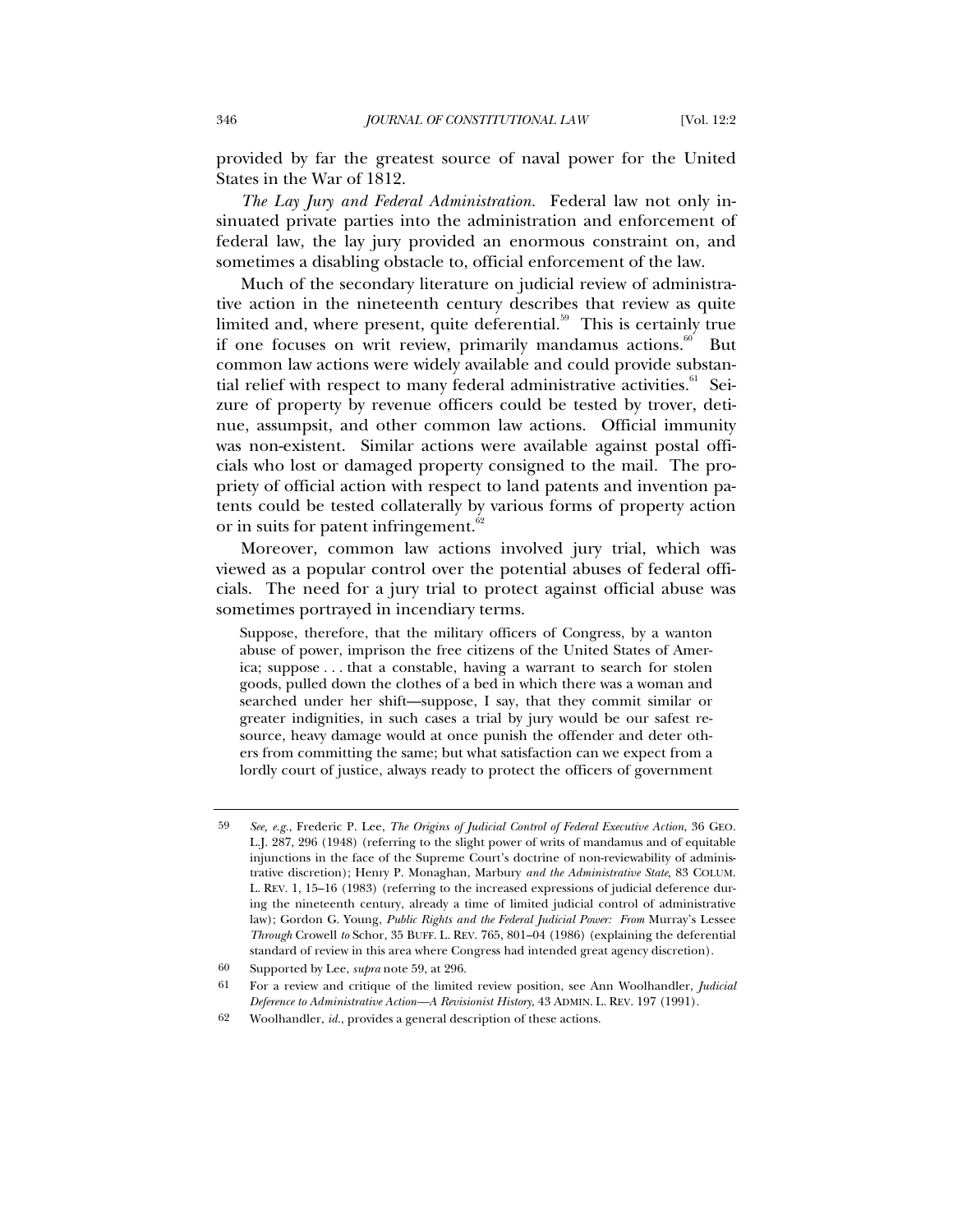provided by far the greatest source of naval power for the United States in the War of 1812.

*The Lay Jury and Federal Administration.* Federal law not only insinuated private parties into the administration and enforcement of federal law, the lay jury provided an enormous constraint on, and sometimes a disabling obstacle to, official enforcement of the law.

Much of the secondary literature on judicial review of administrative action in the nineteenth century describes that review as quite limited and, where present, quite deferential.[59] This is certainly true if one focuses on writ review, primarily mandamus actions.[60] But common law actions were widely available and could provide substantial relief with respect to many federal administrative activities.[61] Seizure of property by revenue officers could be tested by trover, detinue, assumpsit, and other common law actions. Official immunity was non-existent. Similar actions were available against postal officials who lost or damaged property consigned to the mail. The propriety of official action with respect to land patents and invention patents could be tested collaterally by various forms of property action or in suits for patent infringement.[62]

Moreover, common law actions involved jury trial, which was viewed as a popular control over the potential abuses of federal officials. The need for a jury trial to protect against official abuse was sometimes portrayed in incendiary terms.

> Suppose, therefore, that the military officers of Congress, by a wanton abuse of power, imprison the free citizens of the United States of America; suppose . . . that a constable, having a warrant to search for stolen goods, pulled down the clothes of a bed in which there was a woman and searched under her shift—suppose, I say, that they commit similar or greater indignities, in such cases a trial by jury would be our safest resource, heavy damage would at once punish the offender and deter others from committing the same; but what satisfaction can we expect from a lordly court of justice, always ready to protect the officers of government

---

59 *See, e.g.*, Frederic P. Lee, *The Origins of Judicial Control of Federal Executive Action*, 36 GEO. L.J. 287, 296 (1948) (referring to the slight power of writs of mandamus and of equitable injunctions in the face of the Supreme Court's doctrine of non-reviewability of administrative discretion); Henry P. Monaghan, Marbury *and the Administrative State*, 83 COLUM. L. REV. 1, 15–16 (1983) (referring to the increased expressions of judicial deference during the nineteenth century, already a time of limited judicial control of administrative law); Gordon G. Young, *Public Rights and the Federal Judicial Power: From* Murray's Lessee *Through* Crowell *to* Schor, 35 BUFF. L. REV. 765, 801–04 (1986) (explaining the deferential standard of review in this area where Congress had intended great agency discretion).

60 Supported by Lee, *supra* note 59, at 296.

61 For a review and critique of the limited review position, see Ann Woolhandler, *Judicial Deference to Administrative Action—A Revisionist History*, 43 ADMIN. L. REV. 197 (1991).

62 Woolhandler, *id.*, provides a general description of these actions.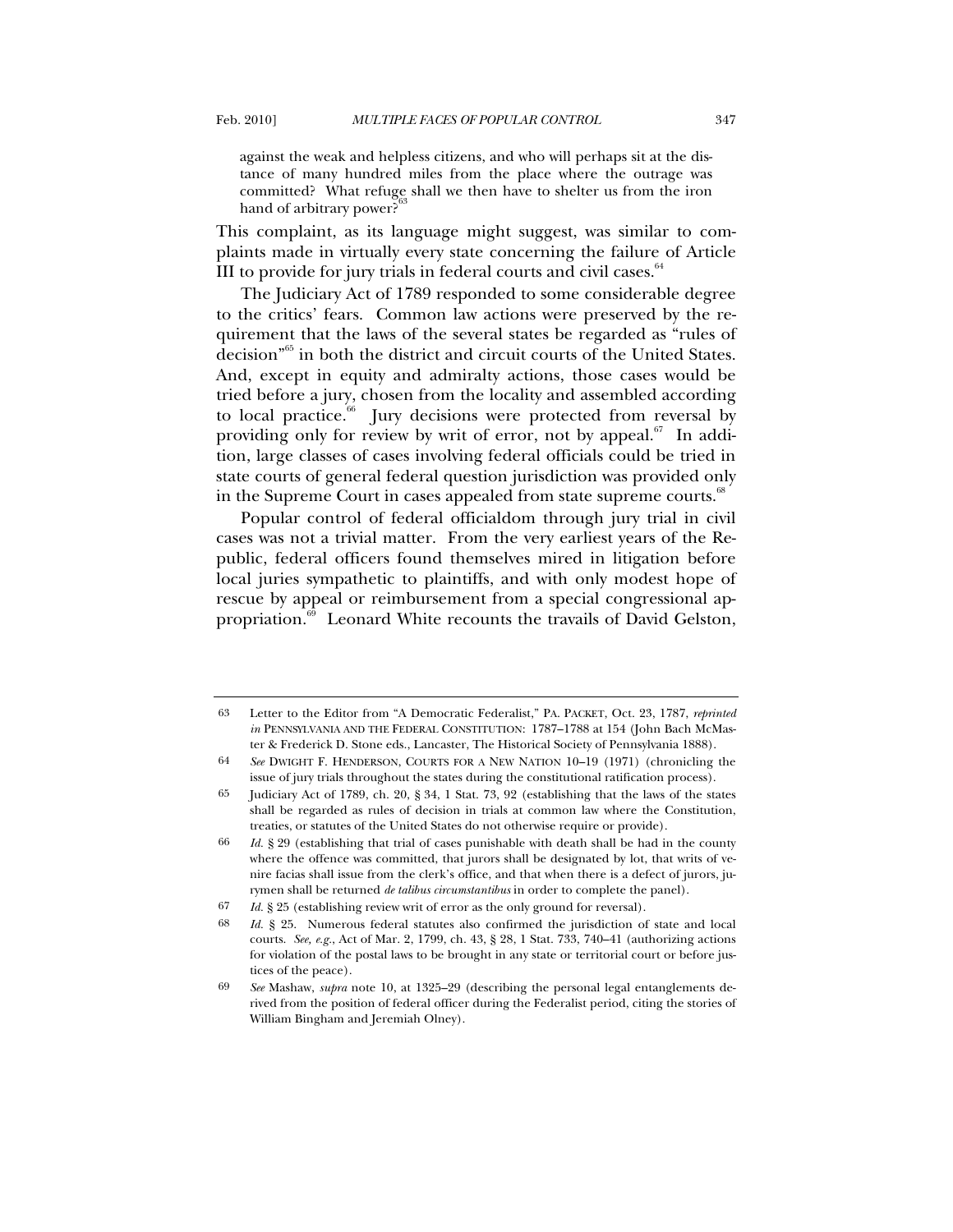> against the weak and helpless citizens, and who will perhaps sit at the distance of many hundred miles from the place where the outrage was committed? What refuge shall we then have to shelter us from the iron hand of arbitrary power?[63]

This complaint, as its language might suggest, was similar to complaints made in virtually every state concerning the failure of Article III to provide for jury trials in federal courts and civil cases.[64]

The Judiciary Act of 1789 responded to some considerable degree to the critics' fears. Common law actions were preserved by the requirement that the laws of the several states be regarded as "rules of decision"[65] in both the district and circuit courts of the United States. And, except in equity and admiralty actions, those cases would be tried before a jury, chosen from the locality and assembled according to local practice.[66] Jury decisions were protected from reversal by providing only for review by writ of error, not by appeal.[67] In addition, large classes of cases involving federal officials could be tried in state courts of general federal question jurisdiction was provided only in the Supreme Court in cases appealed from state supreme courts.[68]

Popular control of federal officialdom through jury trial in civil cases was not a trivial matter. From the very earliest years of the Republic, federal officers found themselves mired in litigation before local juries sympathetic to plaintiffs, and with only modest hope of rescue by appeal or reimbursement from a special congressional appropriation.[69] Leonard White recounts the travails of David Gelston,

---

63 Letter to the Editor from "A Democratic Federalist," PA. PACKET, Oct. 23, 1787, *reprinted in* PENNSYLVANIA AND THE FEDERAL CONSTITUTION: 1787–1788 at 154 (John Bach McMaster & Frederick D. Stone eds., Lancaster, The Historical Society of Pennsylvania 1888).

64 *See* DWIGHT F. HENDERSON, COURTS FOR A NEW NATION 10–19 (1971) (chronicling the issue of jury trials throughout the states during the constitutional ratification process).

65 Judiciary Act of 1789, ch. 20, § 34, 1 Stat. 73, 92 (establishing that the laws of the states shall be regarded as rules of decision in trials at common law where the Constitution, treaties, or statutes of the United States do not otherwise require or provide).

66 *Id.* § 29 (establishing that trial of cases punishable with death shall be had in the county where the offence was committed, that jurors shall be designated by lot, that writs of venire facias shall issue from the clerk's office, and that when there is a defect of jurors, jurymen shall be returned *de talibus circumstantibus* in order to complete the panel).

67 *Id.* § 25 (establishing review writ of error as the only ground for reversal).

68 *Id.* § 25. Numerous federal statutes also confirmed the jurisdiction of state and local courts. *See, e.g.*, Act of Mar. 2, 1799, ch. 43, § 28, 1 Stat. 733, 740–41 (authorizing actions for violation of the postal laws to be brought in any state or territorial court or before justices of the peace).

69 *See* Mashaw, *supra* note 10, at 1325–29 (describing the personal legal entanglements derived from the position of federal officer during the Federalist period, citing the stories of William Bingham and Jeremiah Olney).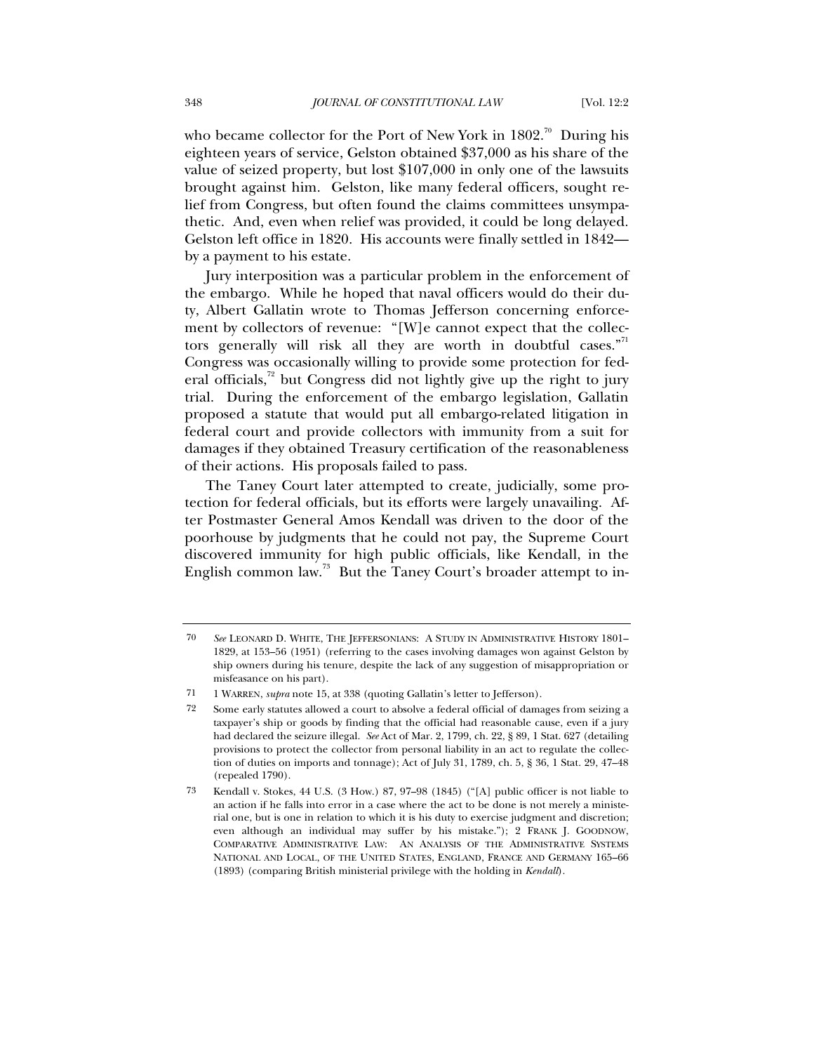who became collector for the Port of New York in 1802.[70] During his eighteen years of service, Gelston obtained $37,000 as his share of the value of seized property, but lost $107,000 in only one of the lawsuits brought against him. Gelston, like many federal officers, sought relief from Congress, but often found the claims committees unsympathetic. And, even when relief was provided, it could be long delayed. Gelston left office in 1820. His accounts were finally settled in 1842—by a payment to his estate.

Jury interposition was a particular problem in the enforcement of the embargo. While he hoped that naval officers would do their duty, Albert Gallatin wrote to Thomas Jefferson concerning enforcement by collectors of revenue: "[W]e cannot expect that the collectors generally will risk all they are worth in doubtful cases."[71] Congress was occasionally willing to provide some protection for federal officials,[72] but Congress did not lightly give up the right to jury trial. During the enforcement of the embargo legislation, Gallatin proposed a statute that would put all embargo-related litigation in federal court and provide collectors with immunity from a suit for damages if they obtained Treasury certification of the reasonableness of their actions. His proposals failed to pass.

The Taney Court later attempted to create, judicially, some protection for federal officials, but its efforts were largely unavailing. After Postmaster General Amos Kendall was driven to the door of the poorhouse by judgments that he could not pay, the Supreme Court discovered immunity for high public officials, like Kendall, in the English common law.[73] But the Taney Court's broader attempt to in-

---

70 *See* LEONARD D. WHITE, THE JEFFERSONIANS: A STUDY IN ADMINISTRATIVE HISTORY 1801–1829, at 153–56 (1951) (referring to the cases involving damages won against Gelston by ship owners during his tenure, despite the lack of any suggestion of misappropriation or misfeasance on his part).

71 1 WARREN, *supra* note 15, at 338 (quoting Gallatin's letter to Jefferson).

72 Some early statutes allowed a court to absolve a federal official of damages from seizing a taxpayer's ship or goods by finding that the official had reasonable cause, even if a jury had declared the seizure illegal. *See* Act of Mar. 2, 1799, ch. 22, § 89, 1 Stat. 627 (detailing provisions to protect the collector from personal liability in an act to regulate the collection of duties on imports and tonnage); Act of July 31, 1789, ch. 5, § 36, 1 Stat. 29, 47–48 (repealed 1790).

73 Kendall v. Stokes, 44 U.S. (3 How.) 87, 97–98 (1845) ("[A] public officer is not liable to an action if he falls into error in a case where the act to be done is not merely a ministerial one, but is one in relation to which it is his duty to exercise judgment and discretion; even although an individual may suffer by his mistake."); 2 FRANK J. GOODNOW, COMPARATIVE ADMINISTRATIVE LAW: AN ANALYSIS OF THE ADMINISTRATIVE SYSTEMS NATIONAL AND LOCAL, OF THE UNITED STATES, ENGLAND, FRANCE AND GERMANY 165–66 (1893) (comparing British ministerial privilege with the holding in *Kendall*).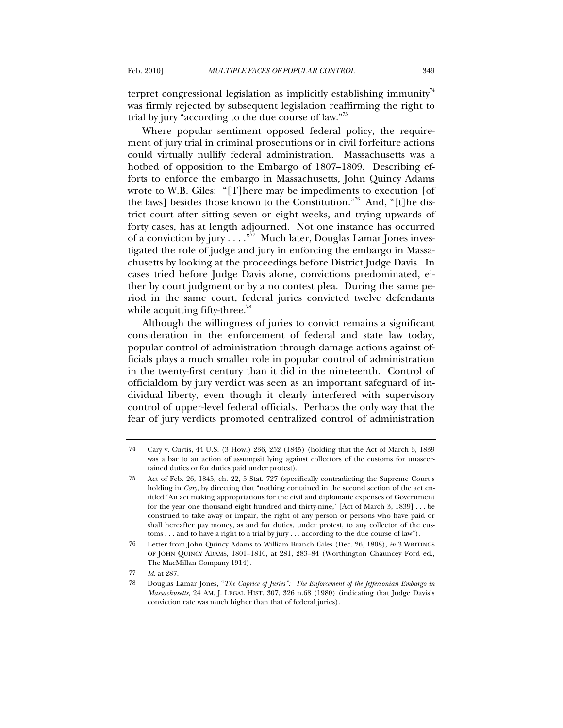terpret congressional legislation as implicitly establishing immunity[74] was firmly rejected by subsequent legislation reaffirming the right to trial by jury "according to the due course of law."[75]

Where popular sentiment opposed federal policy, the requirement of jury trial in criminal prosecutions or in civil forfeiture actions could virtually nullify federal administration. Massachusetts was a hotbed of opposition to the Embargo of 1807–1809. Describing efforts to enforce the embargo in Massachusetts, John Quincy Adams wrote to W.B. Giles: "[T]here may be impediments to execution [of the laws] besides those known to the Constitution."[76] And, "[t]he district court after sitting seven or eight weeks, and trying upwards of forty cases, has at length adjourned. Not one instance has occurred of a conviction by jury . . . ."[77] Much later, Douglas Lamar Jones investigated the role of judge and jury in enforcing the embargo in Massachusetts by looking at the proceedings before District Judge Davis. In cases tried before Judge Davis alone, convictions predominated, either by court judgment or by a no contest plea. During the same period in the same court, federal juries convicted twelve defendants while acquitting fifty-three.[78]

Although the willingness of juries to convict remains a significant consideration in the enforcement of federal and state law today, popular control of administration through damage actions against officials plays a much smaller role in popular control of administration in the twenty-first century than it did in the nineteenth. Control of officialdom by jury verdict was seen as an important safeguard of individual liberty, even though it clearly interfered with supervisory control of upper-level federal officials. Perhaps the only way that the fear of jury verdicts promoted centralized control of administration

---

74 Cary v. Curtis, 44 U.S. (3 How.) 236, 252 (1845) (holding that the Act of March 3, 1839 was a bar to an action of assumpsit lying against collectors of the customs for unascertained duties or for duties paid under protest).

75 Act of Feb. 26, 1845, ch. 22, 5 Stat. 727 (specifically contradicting the Supreme Court's holding in *Cary*, by directing that "nothing contained in the second section of the act entitled 'An act making appropriations for the civil and diplomatic expenses of Government for the year one thousand eight hundred and thirty-nine,' [Act of March 3, 1839] . . . be construed to take away or impair, the right of any person or persons who have paid or shall hereafter pay money, as and for duties, under protest, to any collector of the customs . . . and to have a right to a trial by jury . . . according to the due course of law").

76 Letter from John Quincy Adams to William Branch Giles (Dec. 26, 1808), *in* 3 WRITINGS OF JOHN QUINCY ADAMS, 1801–1810, at 281, 283–84 (Worthington Chauncey Ford ed., The MacMillan Company 1914).

77 *Id.* at 287.

78 Douglas Lamar Jones, "*The Caprice of Juries": The Enforcement of the Jeffersonian Embargo in Massachusetts*, 24 AM. J. LEGAL HIST. 307, 326 n.68 (1980) (indicating that Judge Davis's conviction rate was much higher than that of federal juries).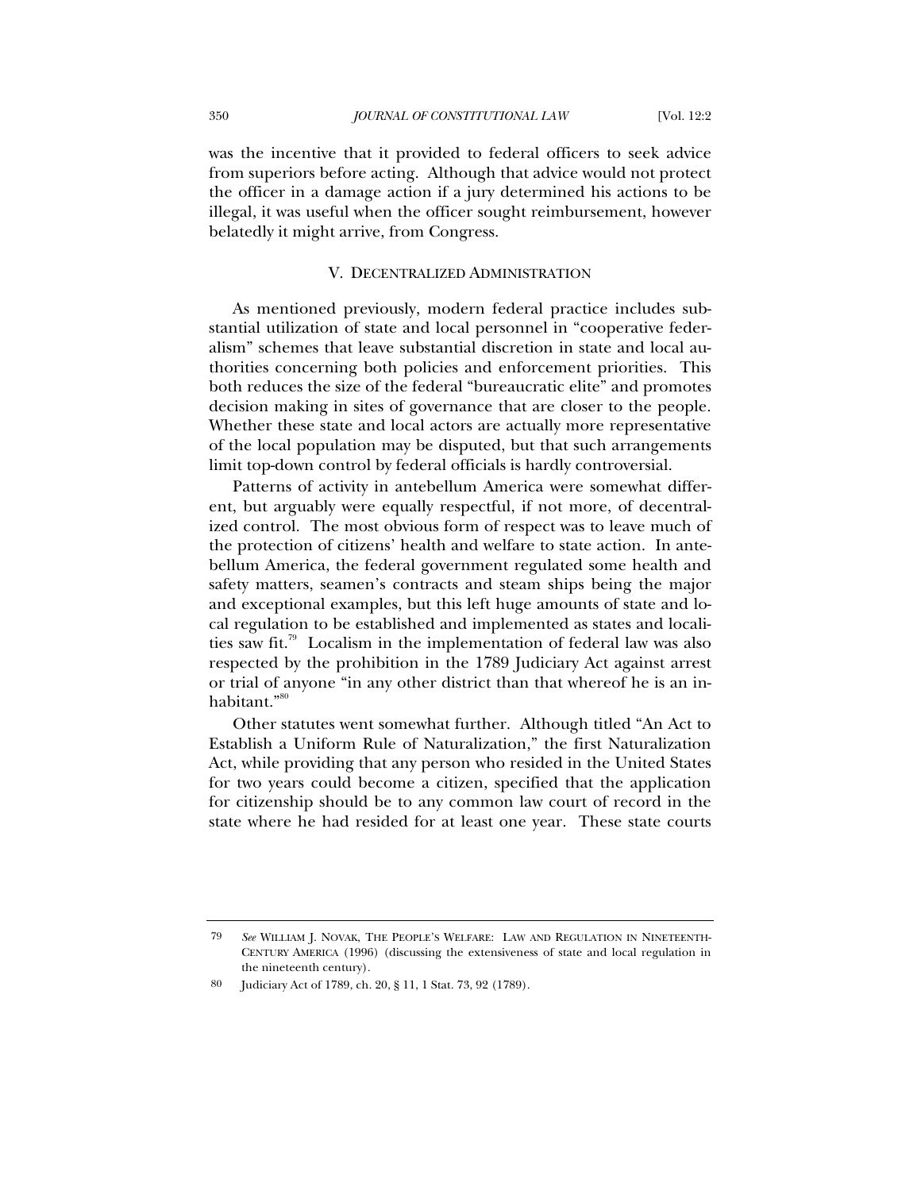was the incentive that it provided to federal officers to seek advice from superiors before acting. Although that advice would not protect the officer in a damage action if a jury determined his actions to be illegal, it was useful when the officer sought reimbursement, however belatedly it might arrive, from Congress.

## V. DECENTRALIZED ADMINISTRATION

As mentioned previously, modern federal practice includes substantial utilization of state and local personnel in "cooperative federalism" schemes that leave substantial discretion in state and local authorities concerning both policies and enforcement priorities. This both reduces the size of the federal "bureaucratic elite" and promotes decision making in sites of governance that are closer to the people. Whether these state and local actors are actually more representative of the local population may be disputed, but that such arrangements limit top-down control by federal officials is hardly controversial.

Patterns of activity in antebellum America were somewhat different, but arguably were equally respectful, if not more, of decentralized control. The most obvious form of respect was to leave much of the protection of citizens' health and welfare to state action. In antebellum America, the federal government regulated some health and safety matters, seamen's contracts and steam ships being the major and exceptional examples, but this left huge amounts of state and local regulation to be established and implemented as states and localities saw fit.[79] Localism in the implementation of federal law was also respected by the prohibition in the 1789 Judiciary Act against arrest or trial of anyone "in any other district than that whereof he is an inhabitant."[80]

Other statutes went somewhat further. Although titled "An Act to Establish a Uniform Rule of Naturalization," the first Naturalization Act, while providing that any person who resided in the United States for two years could become a citizen, specified that the application for citizenship should be to any common law court of record in the state where he had resided for at least one year. These state courts

---

79 *See* WILLIAM J. NOVAK, THE PEOPLE'S WELFARE: LAW AND REGULATION IN NINETEENTH-CENTURY AMERICA (1996) (discussing the extensiveness of state and local regulation in the nineteenth century).

80 Judiciary Act of 1789, ch. 20, § 11, 1 Stat. 73, 92 (1789).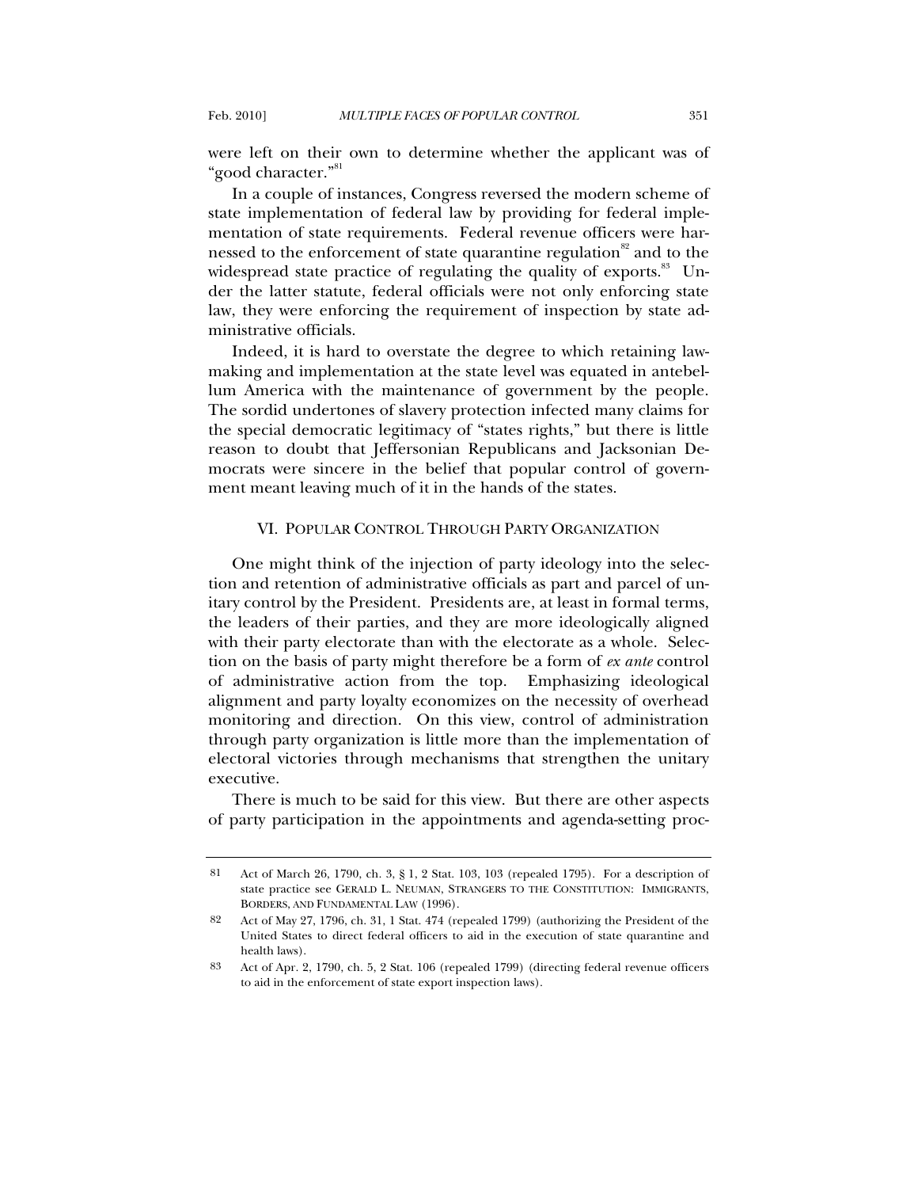were left on their own to determine whether the applicant was of "good character."[81]

In a couple of instances, Congress reversed the modern scheme of state implementation of federal law by providing for federal implementation of state requirements. Federal revenue officers were harnessed to the enforcement of state quarantine regulation[82] and to the widespread state practice of regulating the quality of exports.[83] Under the latter statute, federal officials were not only enforcing state law, they were enforcing the requirement of inspection by state administrative officials.

Indeed, it is hard to overstate the degree to which retaining lawmaking and implementation at the state level was equated in antebellum America with the maintenance of government by the people. The sordid undertones of slavery protection infected many claims for the special democratic legitimacy of "states rights," but there is little reason to doubt that Jeffersonian Republicans and Jacksonian Democrats were sincere in the belief that popular control of government meant leaving much of it in the hands of the states.

## VI. POPULAR CONTROL THROUGH PARTY ORGANIZATION

One might think of the injection of party ideology into the selection and retention of administrative officials as part and parcel of unitary control by the President. Presidents are, at least in formal terms, the leaders of their parties, and they are more ideologically aligned with their party electorate than with the electorate as a whole. Selection on the basis of party might therefore be a form of *ex ante* control of administrative action from the top. Emphasizing ideological alignment and party loyalty economizes on the necessity of overhead monitoring and direction. On this view, control of administration through party organization is little more than the implementation of electoral victories through mechanisms that strengthen the unitary executive.

There is much to be said for this view. But there are other aspects of party participation in the appointments and agenda-setting proc-

---

81 Act of March 26, 1790, ch. 3, § 1, 2 Stat. 103, 103 (repealed 1795). For a description of state practice see GERALD L. NEUMAN, STRANGERS TO THE CONSTITUTION: IMMIGRANTS, BORDERS, AND FUNDAMENTAL LAW (1996).

82 Act of May 27, 1796, ch. 31, 1 Stat. 474 (repealed 1799) (authorizing the President of the United States to direct federal officers to aid in the execution of state quarantine and health laws).

83 Act of Apr. 2, 1790, ch. 5, 2 Stat. 106 (repealed 1799) (directing federal revenue officers to aid in the enforcement of state export inspection laws).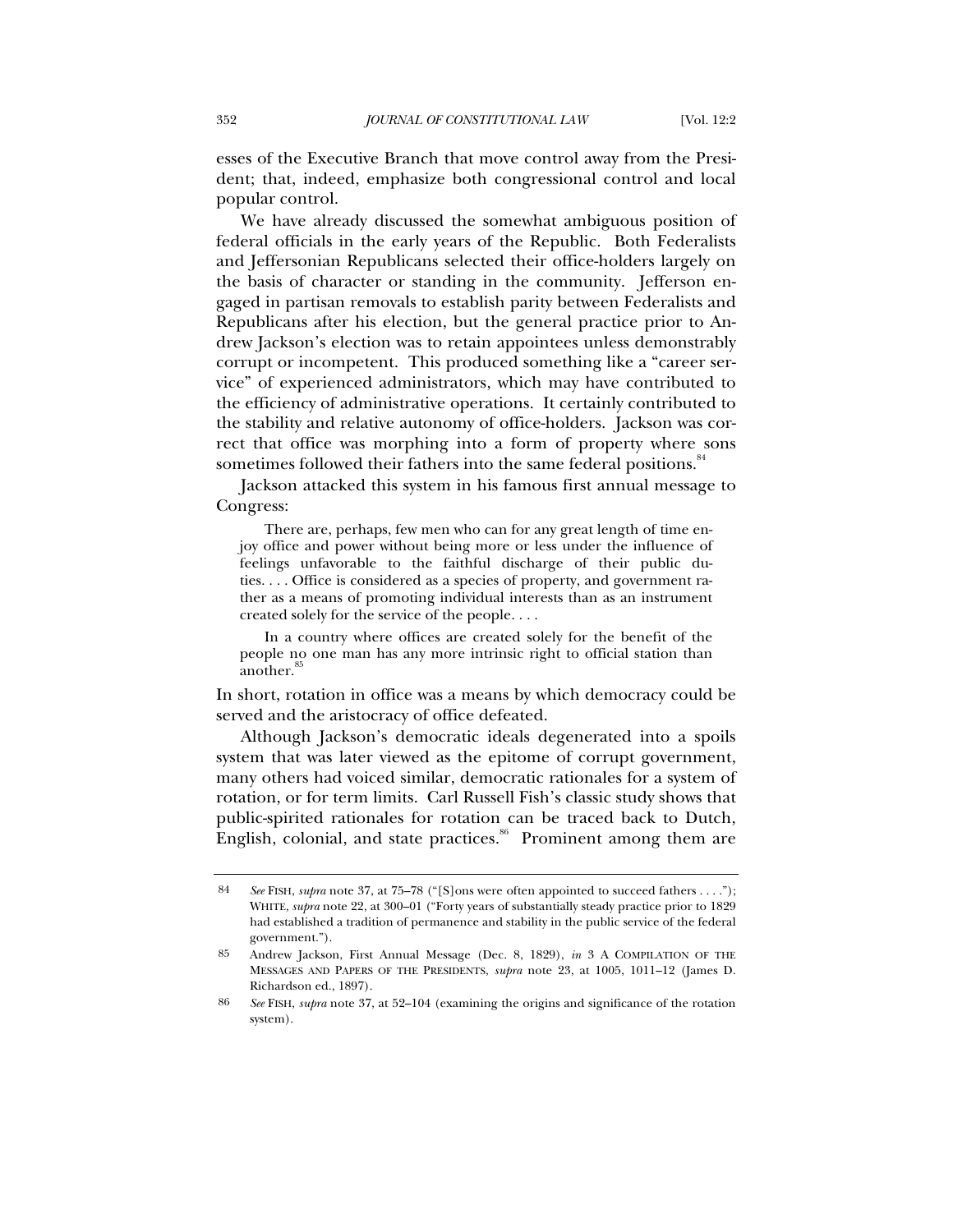esses of the Executive Branch that move control away from the President; that, indeed, emphasize both congressional control and local popular control.

We have already discussed the somewhat ambiguous position of federal officials in the early years of the Republic. Both Federalists and Jeffersonian Republicans selected their office-holders largely on the basis of character or standing in the community. Jefferson engaged in partisan removals to establish parity between Federalists and Republicans after his election, but the general practice prior to Andrew Jackson's election was to retain appointees unless demonstrably corrupt or incompetent. This produced something like a "career service" of experienced administrators, which may have contributed to the efficiency of administrative operations. It certainly contributed to the stability and relative autonomy of office-holders. Jackson was correct that office was morphing into a form of property where sons sometimes followed their fathers into the same federal positions.[84]

Jackson attacked this system in his famous first annual message to Congress:

> There are, perhaps, few men who can for any great length of time enjoy office and power without being more or less under the influence of feelings unfavorable to the faithful discharge of their public duties. . . . Office is considered as a species of property, and government rather as a means of promoting individual interests than as an instrument created solely for the service of the people. . . .
>
> In a country where offices are created solely for the benefit of the people no one man has any more intrinsic right to official station than another.[85]

In short, rotation in office was a means by which democracy could be served and the aristocracy of office defeated.

Although Jackson's democratic ideals degenerated into a spoils system that was later viewed as the epitome of corrupt government, many others had voiced similar, democratic rationales for a system of rotation, or for term limits. Carl Russell Fish's classic study shows that public-spirited rationales for rotation can be traced back to Dutch, English, colonial, and state practices.[86] Prominent among them are

---

84 *See* FISH, *supra* note 37, at 75–78 ("[S]ons were often appointed to succeed fathers . . . ."); WHITE, *supra* note 22, at 300–01 ("Forty years of substantially steady practice prior to 1829 had established a tradition of permanence and stability in the public service of the federal government.").

85 Andrew Jackson, First Annual Message (Dec. 8, 1829), *in* 3 A COMPILATION OF THE MESSAGES AND PAPERS OF THE PRESIDENTS, *supra* note 23, at 1005, 1011–12 (James D. Richardson ed., 1897).

86 *See* FISH, *supra* note 37, at 52–104 (examining the origins and significance of the rotation system).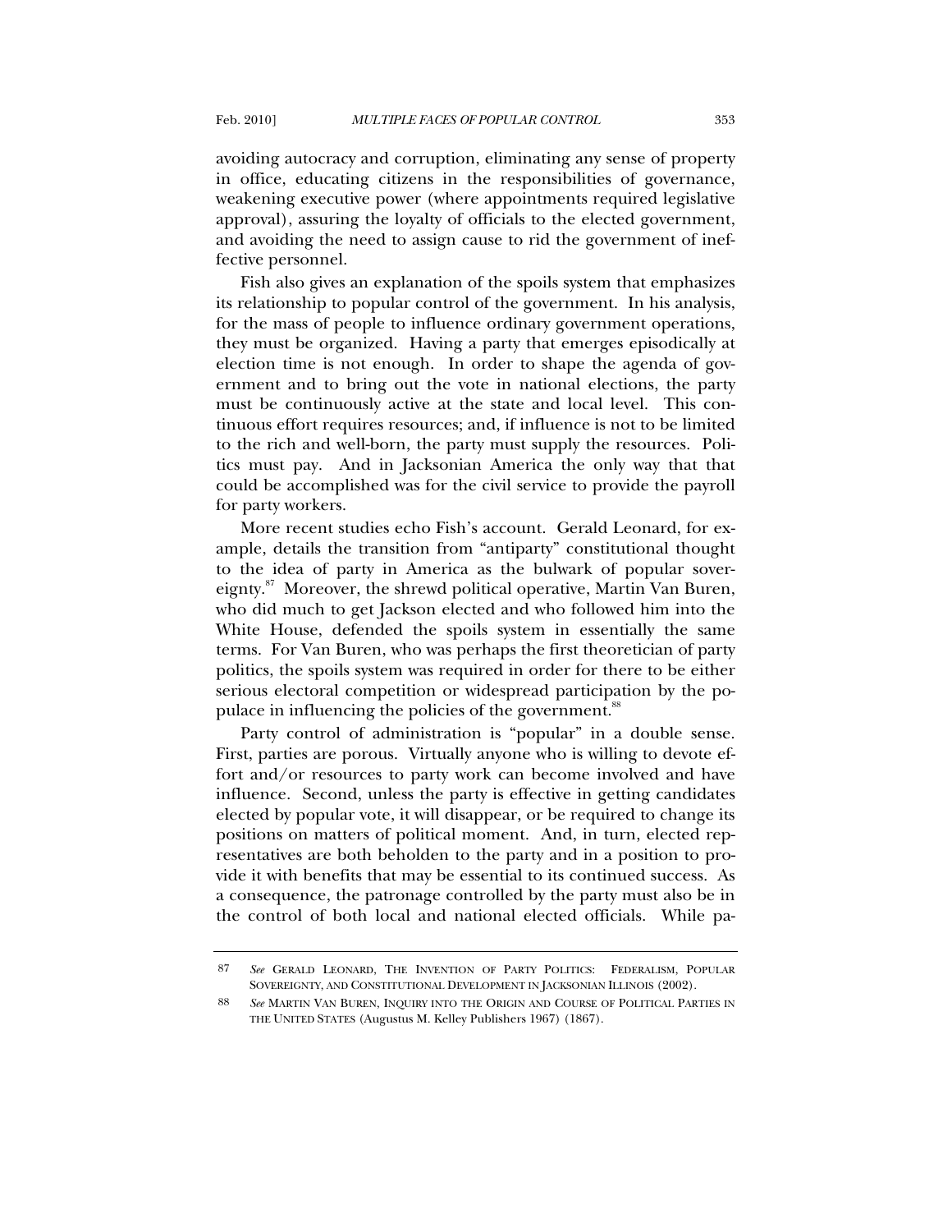avoiding autocracy and corruption, eliminating any sense of property in office, educating citizens in the responsibilities of governance, weakening executive power (where appointments required legislative approval), assuring the loyalty of officials to the elected government, and avoiding the need to assign cause to rid the government of ineffective personnel.

Fish also gives an explanation of the spoils system that emphasizes its relationship to popular control of the government. In his analysis, for the mass of people to influence ordinary government operations, they must be organized. Having a party that emerges episodically at election time is not enough. In order to shape the agenda of government and to bring out the vote in national elections, the party must be continuously active at the state and local level. This continuous effort requires resources; and, if influence is not to be limited to the rich and well-born, the party must supply the resources. Politics must pay. And in Jacksonian America the only way that that could be accomplished was for the civil service to provide the payroll for party workers.

More recent studies echo Fish's account. Gerald Leonard, for example, details the transition from "antiparty" constitutional thought to the idea of party in America as the bulwark of popular sovereignty.[87] Moreover, the shrewd political operative, Martin Van Buren, who did much to get Jackson elected and who followed him into the White House, defended the spoils system in essentially the same terms. For Van Buren, who was perhaps the first theoretician of party politics, the spoils system was required in order for there to be either serious electoral competition or widespread participation by the populace in influencing the policies of the government.[88]

Party control of administration is "popular" in a double sense. First, parties are porous. Virtually anyone who is willing to devote effort and/or resources to party work can become involved and have influence. Second, unless the party is effective in getting candidates elected by popular vote, it will disappear, or be required to change its positions on matters of political moment. And, in turn, elected representatives are both beholden to the party and in a position to provide it with benefits that may be essential to its continued success. As a consequence, the patronage controlled by the party must also be in the control of both local and national elected officials. While pa-

---

87 *See* GERALD LEONARD, THE INVENTION OF PARTY POLITICS: FEDERALISM, POPULAR SOVEREIGNTY, AND CONSTITUTIONAL DEVELOPMENT IN JACKSONIAN ILLINOIS (2002).

88 *See* MARTIN VAN BUREN, INQUIRY INTO THE ORIGIN AND COURSE OF POLITICAL PARTIES IN THE UNITED STATES (Augustus M. Kelley Publishers 1967) (1867).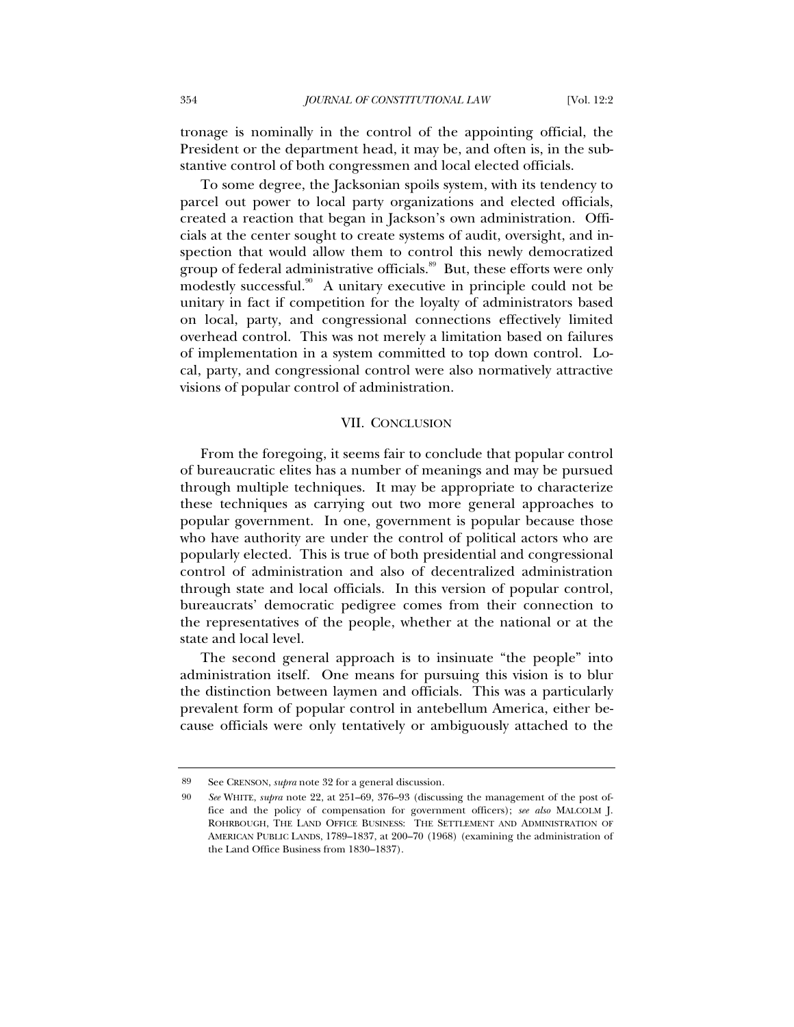tronage is nominally in the control of the appointing official, the President or the department head, it may be, and often is, in the substantive control of both congressmen and local elected officials.

To some degree, the Jacksonian spoils system, with its tendency to parcel out power to local party organizations and elected officials, created a reaction that began in Jackson's own administration. Officials at the center sought to create systems of audit, oversight, and inspection that would allow them to control this newly democratized group of federal administrative officials.[89] But, these efforts were only modestly successful.[90] A unitary executive in principle could not be unitary in fact if competition for the loyalty of administrators based on local, party, and congressional connections effectively limited overhead control. This was not merely a limitation based on failures of implementation in a system committed to top down control. Local, party, and congressional control were also normatively attractive visions of popular control of administration.

## VII. CONCLUSION

From the foregoing, it seems fair to conclude that popular control of bureaucratic elites has a number of meanings and may be pursued through multiple techniques. It may be appropriate to characterize these techniques as carrying out two more general approaches to popular government. In one, government is popular because those who have authority are under the control of political actors who are popularly elected. This is true of both presidential and congressional control of administration and also of decentralized administration through state and local officials. In this version of popular control, bureaucrats' democratic pedigree comes from their connection to the representatives of the people, whether at the national or at the state and local level.

The second general approach is to insinuate "the people" into administration itself. One means for pursuing this vision is to blur the distinction between laymen and officials. This was a particularly prevalent form of popular control in antebellum America, either because officials were only tentatively or ambiguously attached to the

---

89 See CRENSON, *supra* note 32 for a general discussion.

90 *See* WHITE, *supra* note 22, at 251–69, 376–93 (discussing the management of the post office and the policy of compensation for government officers); *see also* MALCOLM J. ROHRBOUGH, THE LAND OFFICE BUSINESS: THE SETTLEMENT AND ADMINISTRATION OF AMERICAN PUBLIC LANDS, 1789–1837, at 200–70 (1968) (examining the administration of the Land Office Business from 1830–1837).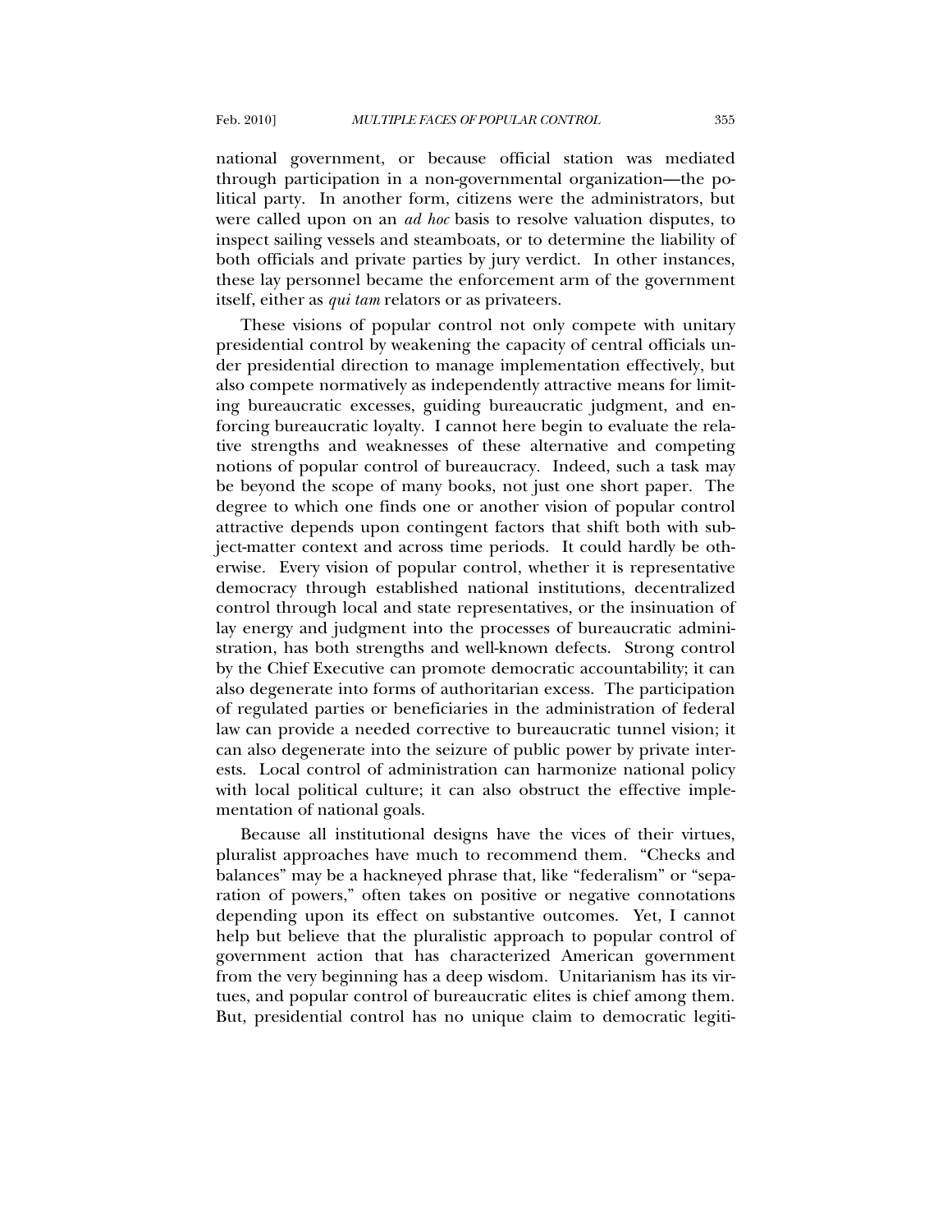national government, or because official station was mediated through participation in a non-governmental organization—the political party. In another form, citizens were the administrators, but were called upon on an *ad hoc* basis to resolve valuation disputes, to inspect sailing vessels and steamboats, or to determine the liability of both officials and private parties by jury verdict. In other instances, these lay personnel became the enforcement arm of the government itself, either as *qui tam* relators or as privateers.

These visions of popular control not only compete with unitary presidential control by weakening the capacity of central officials under presidential direction to manage implementation effectively, but also compete normatively as independently attractive means for limiting bureaucratic excesses, guiding bureaucratic judgment, and enforcing bureaucratic loyalty. I cannot here begin to evaluate the relative strengths and weaknesses of these alternative and competing notions of popular control of bureaucracy. Indeed, such a task may be beyond the scope of many books, not just one short paper. The degree to which one finds one or another vision of popular control attractive depends upon contingent factors that shift both with subject-matter context and across time periods. It could hardly be otherwise. Every vision of popular control, whether it is representative democracy through established national institutions, decentralized control through local and state representatives, or the insinuation of lay energy and judgment into the processes of bureaucratic administration, has both strengths and well-known defects. Strong control by the Chief Executive can promote democratic accountability; it can also degenerate into forms of authoritarian excess. The participation of regulated parties or beneficiaries in the administration of federal law can provide a needed corrective to bureaucratic tunnel vision; it can also degenerate into the seizure of public power by private interests. Local control of administration can harmonize national policy with local political culture; it can also obstruct the effective implementation of national goals.

Because all institutional designs have the vices of their virtues, pluralist approaches have much to recommend them. "Checks and balances" may be a hackneyed phrase that, like "federalism" or "separation of powers," often takes on positive or negative connotations depending upon its effect on substantive outcomes. Yet, I cannot help but believe that the pluralistic approach to popular control of government action that has characterized American government from the very beginning has a deep wisdom. Unitarianism has its virtues, and popular control of bureaucratic elites is chief among them. But, presidential control has no unique claim to democratic legiti-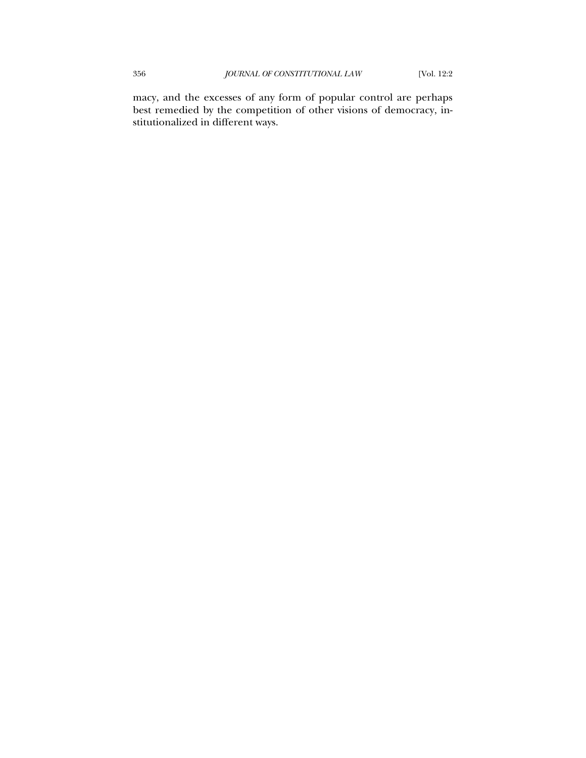macy, and the excesses of any form of popular control are perhaps best remedied by the competition of other visions of democracy, institutionalized in different ways.